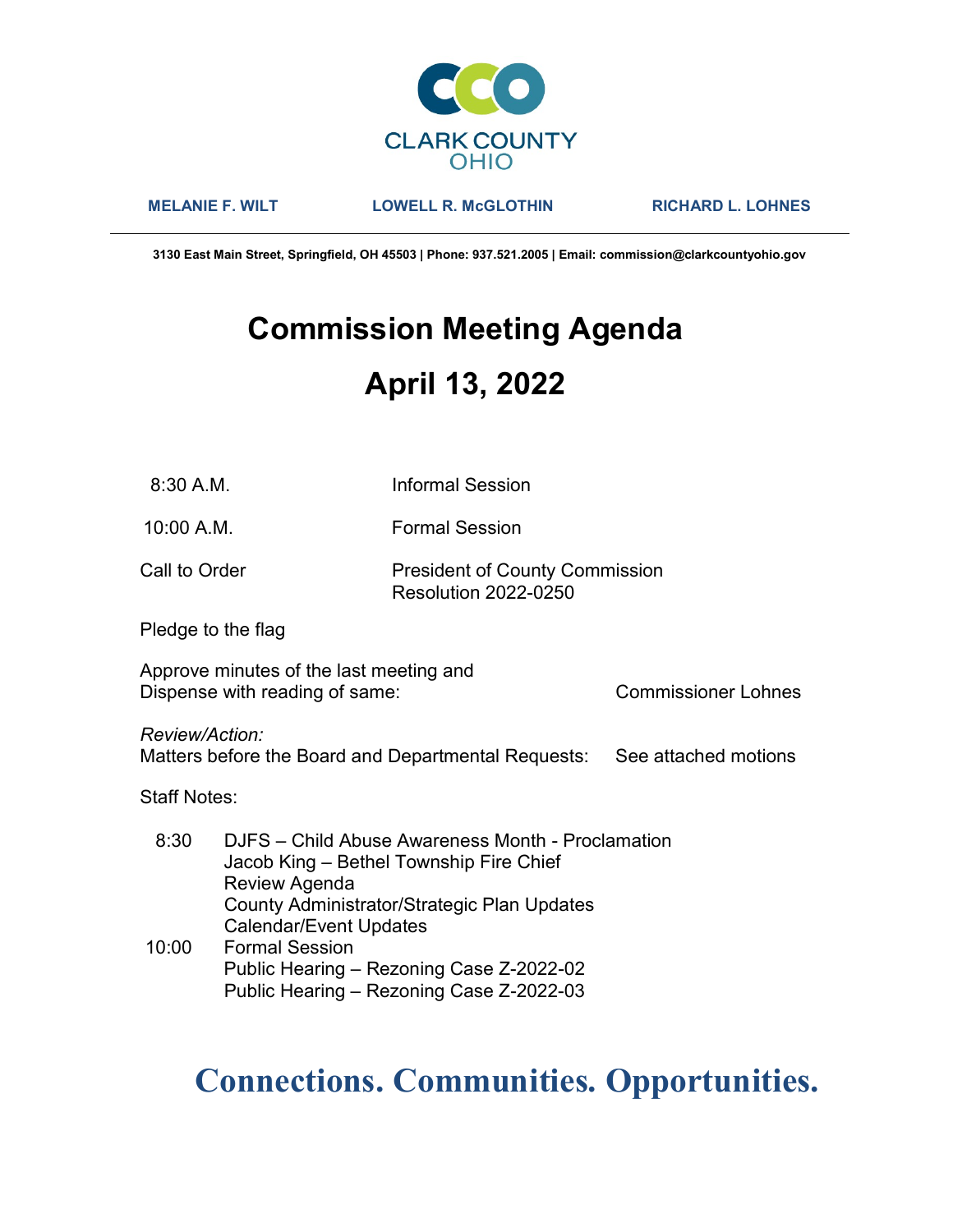CLARK COUNTY
OHIO

**MELANIE F. WILT** | **LOWELL R. McGLOTHIN** | **RICHARD L. LOHNES**

---

**3130 East Main Street, Springfield, OH 45503 | Phone: 937.521.2005 | Email: commission@clarkcountyohio.gov**

# Commission Meeting Agenda

# April 13, 2022

8:30 A.M. — Informal Session

10:00 A.M. — Formal Session

Call to Order — President of County Commission
Resolution 2022-0250

Pledge to the flag

Approve minutes of the last meeting and
Dispense with reading of same: — Commissioner Lohnes

*Review/Action:*
Matters before the Board and Departmental Requests: — See attached motions

Staff Notes:

8:30
- DJFS – Child Abuse Awareness Month - Proclamation
- Jacob King – Bethel Township Fire Chief
- Review Agenda
- County Administrator/Strategic Plan Updates
- Calendar/Event Updates

10:00
- Formal Session
- Public Hearing – Rezoning Case Z-2022-02
- Public Hearing – Rezoning Case Z-2022-03

**Connections. Communities. Opportunities.**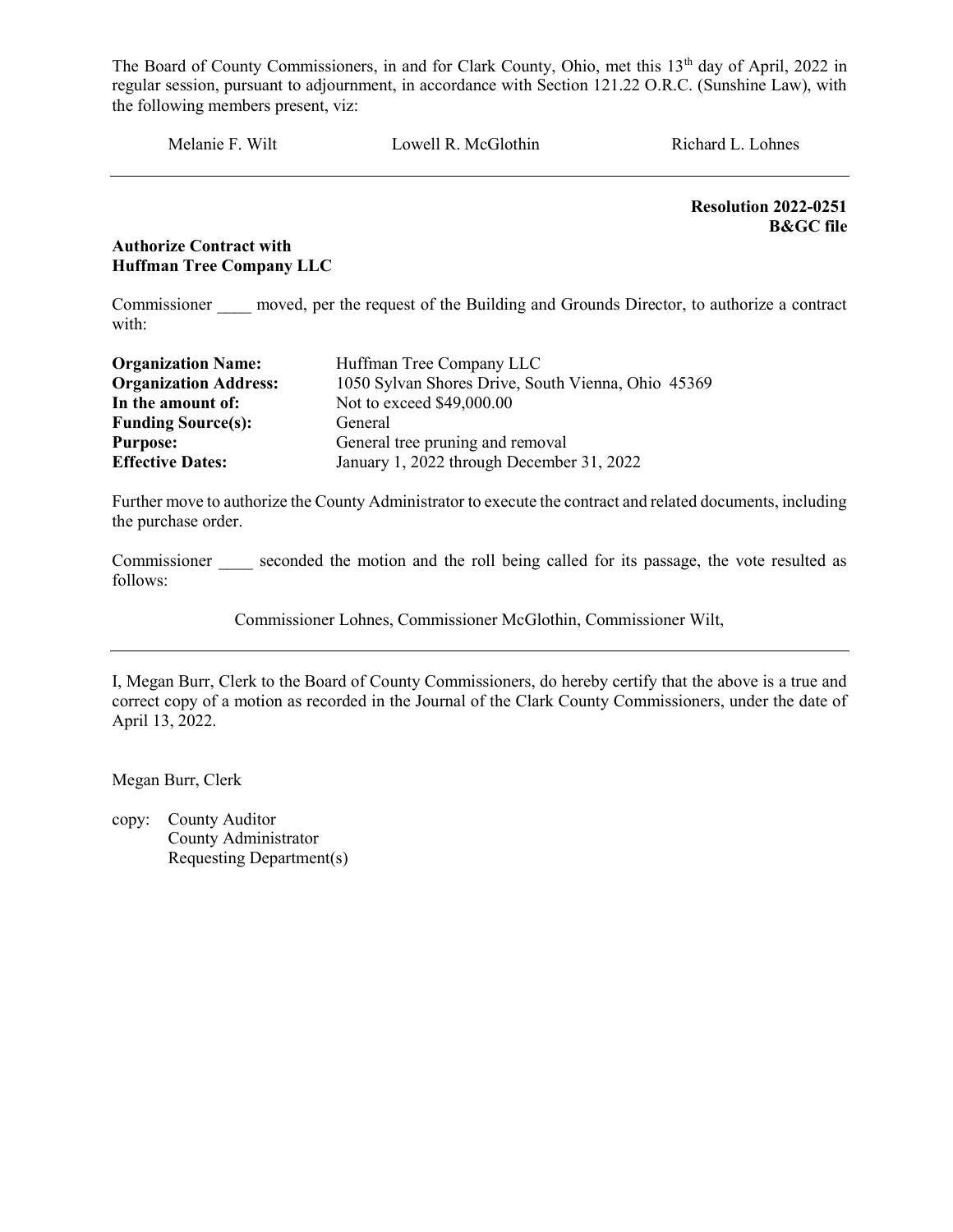The Board of County Commissioners, in and for Clark County, Ohio, met this 13th day of April, 2022 in regular session, pursuant to adjournment, in accordance with Section 121.22 O.R.C. (Sunshine Law), with the following members present, viz:

Melanie F. Wilt     Lowell R. McGlothin     Richard L. Lohnes

---

**Resolution 2022-0251**
**B&GC file**

**Authorize Contract with**
**Huffman Tree Company LLC**

Commissioner ____ moved, per the request of the Building and Grounds Director, to authorize a contract with:

| | |
|---|---|
| **Organization Name:** | Huffman Tree Company LLC |
| **Organization Address:** | 1050 Sylvan Shores Drive, South Vienna, Ohio 45369 |
| **In the amount of:** | Not to exceed $49,000.00 |
| **Funding Source(s):** | General |
| **Purpose:** | General tree pruning and removal |
| **Effective Dates:** | January 1, 2022 through December 31, 2022 |

Further move to authorize the County Administrator to execute the contract and related documents, including the purchase order.

Commissioner ____ seconded the motion and the roll being called for its passage, the vote resulted as follows:

Commissioner Lohnes, Commissioner McGlothin, Commissioner Wilt,

---

I, Megan Burr, Clerk to the Board of County Commissioners, do hereby certify that the above is a true and correct copy of a motion as recorded in the Journal of the Clark County Commissioners, under the date of April 13, 2022.

Megan Burr, Clerk

copy: County Auditor
County Administrator
Requesting Department(s)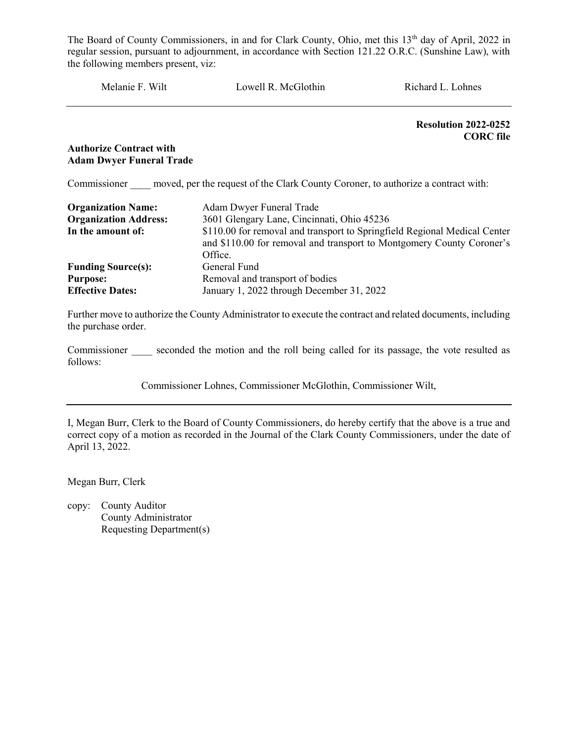The Board of County Commissioners, in and for Clark County, Ohio, met this 13th day of April, 2022 in regular session, pursuant to adjournment, in accordance with Section 121.22 O.R.C. (Sunshine Law), with the following members present, viz:

Melanie F. Wilt Lowell R. McGlothin Richard L. Lohnes

---

**Resolution 2022-0252**
**CORC file**

**Authorize Contract with Adam Dwyer Funeral Trade**

Commissioner ____ moved, per the request of the Clark County Coroner, to authorize a contract with:

| | |
|---|---|
| **Organization Name:** | Adam Dwyer Funeral Trade |
| **Organization Address:** | 3601 Glengary Lane, Cincinnati, Ohio 45236 |
| **In the amount of:** | $110.00 for removal and transport to Springfield Regional Medical Center and $110.00 for removal and transport to Montgomery County Coroner's Office. |
| **Funding Source(s):** | General Fund |
| **Purpose:** | Removal and transport of bodies |
| **Effective Dates:** | January 1, 2022 through December 31, 2022 |

Further move to authorize the County Administrator to execute the contract and related documents, including the purchase order.

Commissioner ____ seconded the motion and the roll being called for its passage, the vote resulted as follows:

Commissioner Lohnes, Commissioner McGlothin, Commissioner Wilt,

---

I, Megan Burr, Clerk to the Board of County Commissioners, do hereby certify that the above is a true and correct copy of a motion as recorded in the Journal of the Clark County Commissioners, under the date of April 13, 2022.

Megan Burr, Clerk

copy: County Auditor
County Administrator
Requesting Department(s)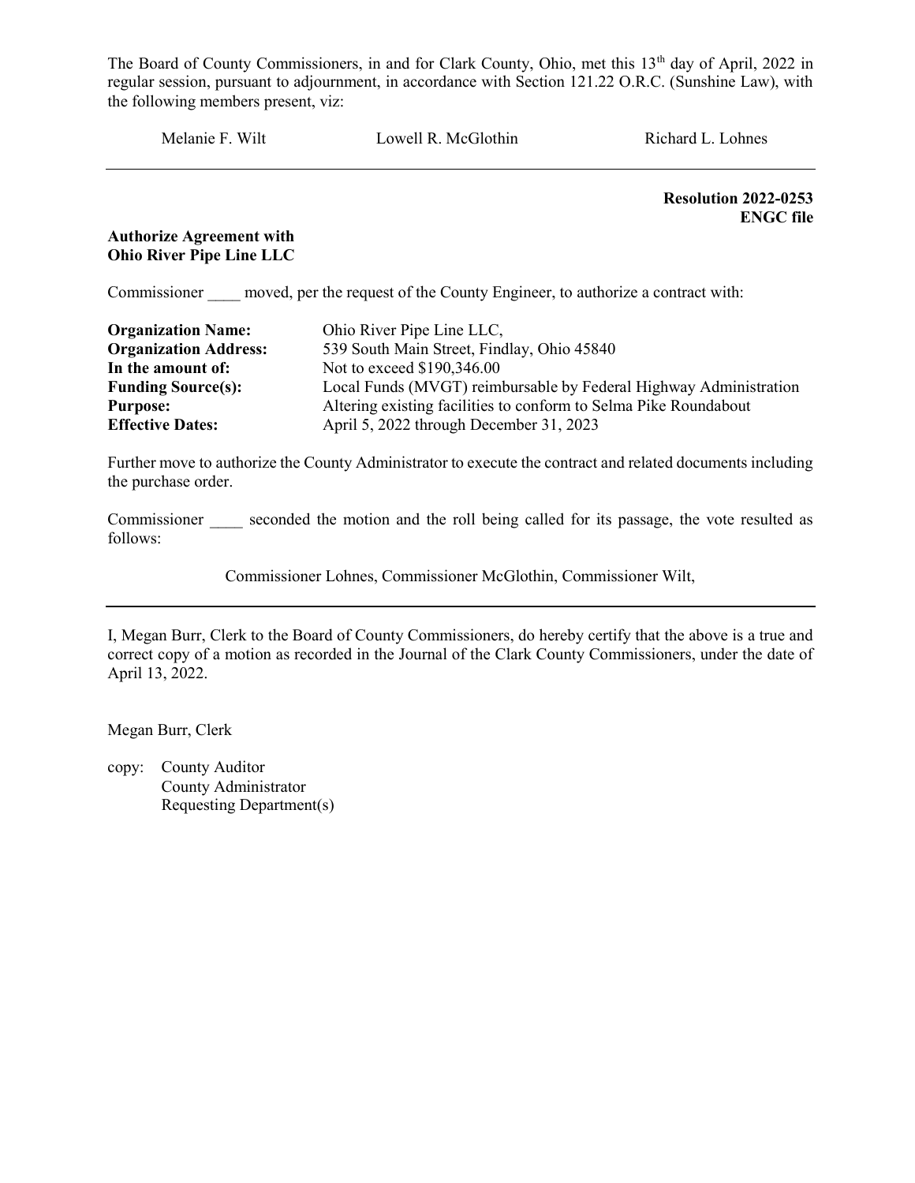The Board of County Commissioners, in and for Clark County, Ohio, met this 13th day of April, 2022 in regular session, pursuant to adjournment, in accordance with Section 121.22 O.R.C. (Sunshine Law), with the following members present, viz:

Melanie F. Wilt Lowell R. McGlothin Richard L. Lohnes

---

**Resolution 2022-0253**
**ENGC file**

**Authorize Agreement with**
**Ohio River Pipe Line LLC**

Commissioner ____ moved, per the request of the County Engineer, to authorize a contract with:

| | |
|---|---|
| **Organization Name:** | Ohio River Pipe Line LLC, |
| **Organization Address:** | 539 South Main Street, Findlay, Ohio 45840 |
| **In the amount of:** | Not to exceed $190,346.00 |
| **Funding Source(s):** | Local Funds (MVGT) reimbursable by Federal Highway Administration |
| **Purpose:** | Altering existing facilities to conform to Selma Pike Roundabout |
| **Effective Dates:** | April 5, 2022 through December 31, 2023 |

Further move to authorize the County Administrator to execute the contract and related documents including the purchase order.

Commissioner ____ seconded the motion and the roll being called for its passage, the vote resulted as follows:

Commissioner Lohnes, Commissioner McGlothin, Commissioner Wilt,

---

I, Megan Burr, Clerk to the Board of County Commissioners, do hereby certify that the above is a true and correct copy of a motion as recorded in the Journal of the Clark County Commissioners, under the date of April 13, 2022.

Megan Burr, Clerk

copy: County Auditor
County Administrator
Requesting Department(s)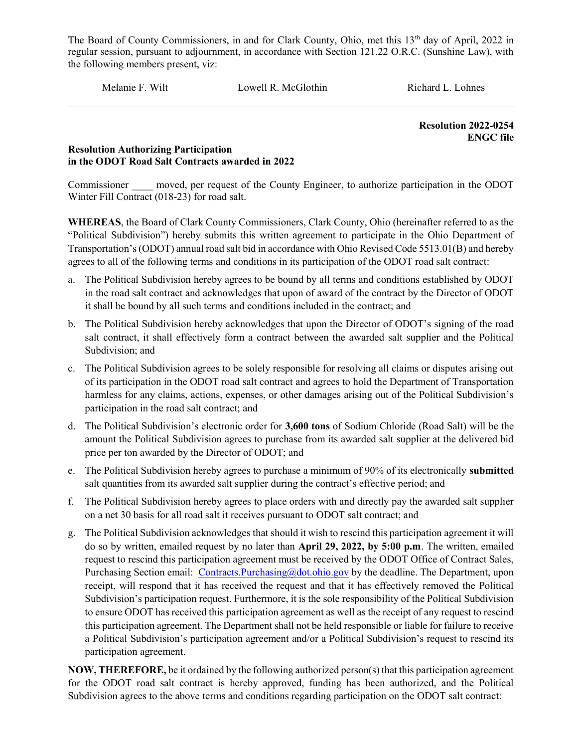The Board of County Commissioners, in and for Clark County, Ohio, met this 13th day of April, 2022 in regular session, pursuant to adjournment, in accordance with Section 121.22 O.R.C. (Sunshine Law), with the following members present, viz:

Melanie F. Wilt  Lowell R. McGlothin  Richard L. Lohnes

---

**Resolution 2022-0254**
**ENGC file**

**Resolution Authorizing Participation in the ODOT Road Salt Contracts awarded in 2022**

Commissioner ____ moved, per request of the County Engineer, to authorize participation in the ODOT Winter Fill Contract (018-23) for road salt.

**WHEREAS**, the Board of Clark County Commissioners, Clark County, Ohio (hereinafter referred to as the "Political Subdivision") hereby submits this written agreement to participate in the Ohio Department of Transportation's (ODOT) annual road salt bid in accordance with Ohio Revised Code 5513.01(B) and hereby agrees to all of the following terms and conditions in its participation of the ODOT road salt contract:

a. The Political Subdivision hereby agrees to be bound by all terms and conditions established by ODOT in the road salt contract and acknowledges that upon of award of the contract by the Director of ODOT it shall be bound by all such terms and conditions included in the contract; and

b. The Political Subdivision hereby acknowledges that upon the Director of ODOT's signing of the road salt contract, it shall effectively form a contract between the awarded salt supplier and the Political Subdivision; and

c. The Political Subdivision agrees to be solely responsible for resolving all claims or disputes arising out of its participation in the ODOT road salt contract and agrees to hold the Department of Transportation harmless for any claims, actions, expenses, or other damages arising out of the Political Subdivision's participation in the road salt contract; and

d. The Political Subdivision's electronic order for **3,600 tons** of Sodium Chloride (Road Salt) will be the amount the Political Subdivision agrees to purchase from its awarded salt supplier at the delivered bid price per ton awarded by the Director of ODOT; and

e. The Political Subdivision hereby agrees to purchase a minimum of 90% of its electronically **submitted** salt quantities from its awarded salt supplier during the contract's effective period; and

f. The Political Subdivision hereby agrees to place orders with and directly pay the awarded salt supplier on a net 30 basis for all road salt it receives pursuant to ODOT salt contract; and

g. The Political Subdivision acknowledges that should it wish to rescind this participation agreement it will do so by written, emailed request by no later than **April 29, 2022, by 5:00 p.m**. The written, emailed request to rescind this participation agreement must be received by the ODOT Office of Contract Sales, Purchasing Section email: Contracts.Purchasing@dot.ohio.gov by the deadline. The Department, upon receipt, will respond that it has received the request and that it has effectively removed the Political Subdivision's participation request. Furthermore, it is the sole responsibility of the Political Subdivision to ensure ODOT has received this participation agreement as well as the receipt of any request to rescind this participation agreement. The Department shall not be held responsible or liable for failure to receive a Political Subdivision's participation agreement and/or a Political Subdivision's request to rescind its participation agreement.

**NOW, THEREFORE,** be it ordained by the following authorized person(s) that this participation agreement for the ODOT road salt contract is hereby approved, funding has been authorized, and the Political Subdivision agrees to the above terms and conditions regarding participation on the ODOT salt contract: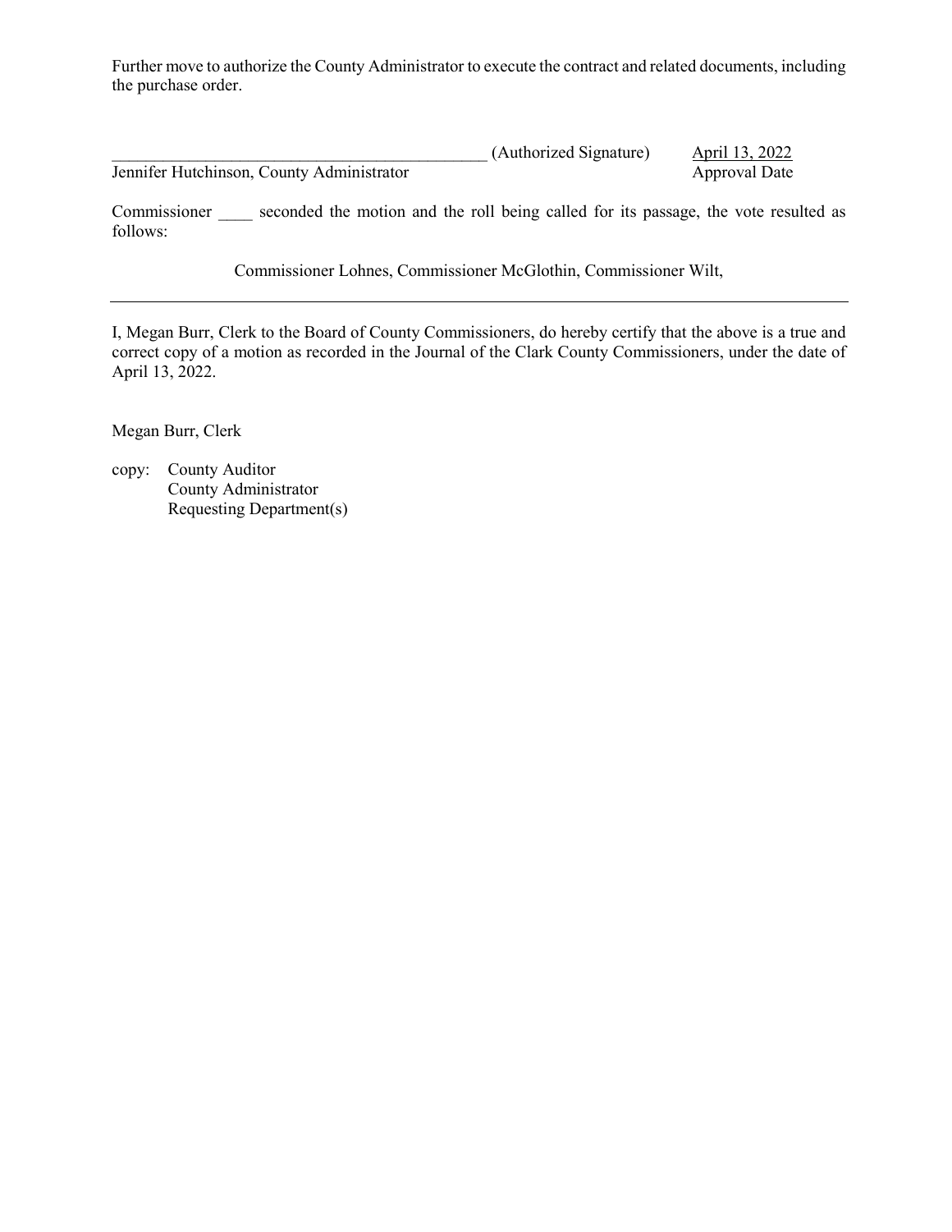Further move to authorize the County Administrator to execute the contract and related documents, including the purchase order.

_____________________________________________ (Authorized Signature)        April 13, 2022
Jennifer Hutchinson, County Administrator                                    Approval Date

Commissioner ____ seconded the motion and the roll being called for its passage, the vote resulted as follows:

Commissioner Lohnes, Commissioner McGlothin, Commissioner Wilt,

---

I, Megan Burr, Clerk to the Board of County Commissioners, do hereby certify that the above is a true and correct copy of a motion as recorded in the Journal of the Clark County Commissioners, under the date of April 13, 2022.

Megan Burr, Clerk

copy: County Auditor
County Administrator
Requesting Department(s)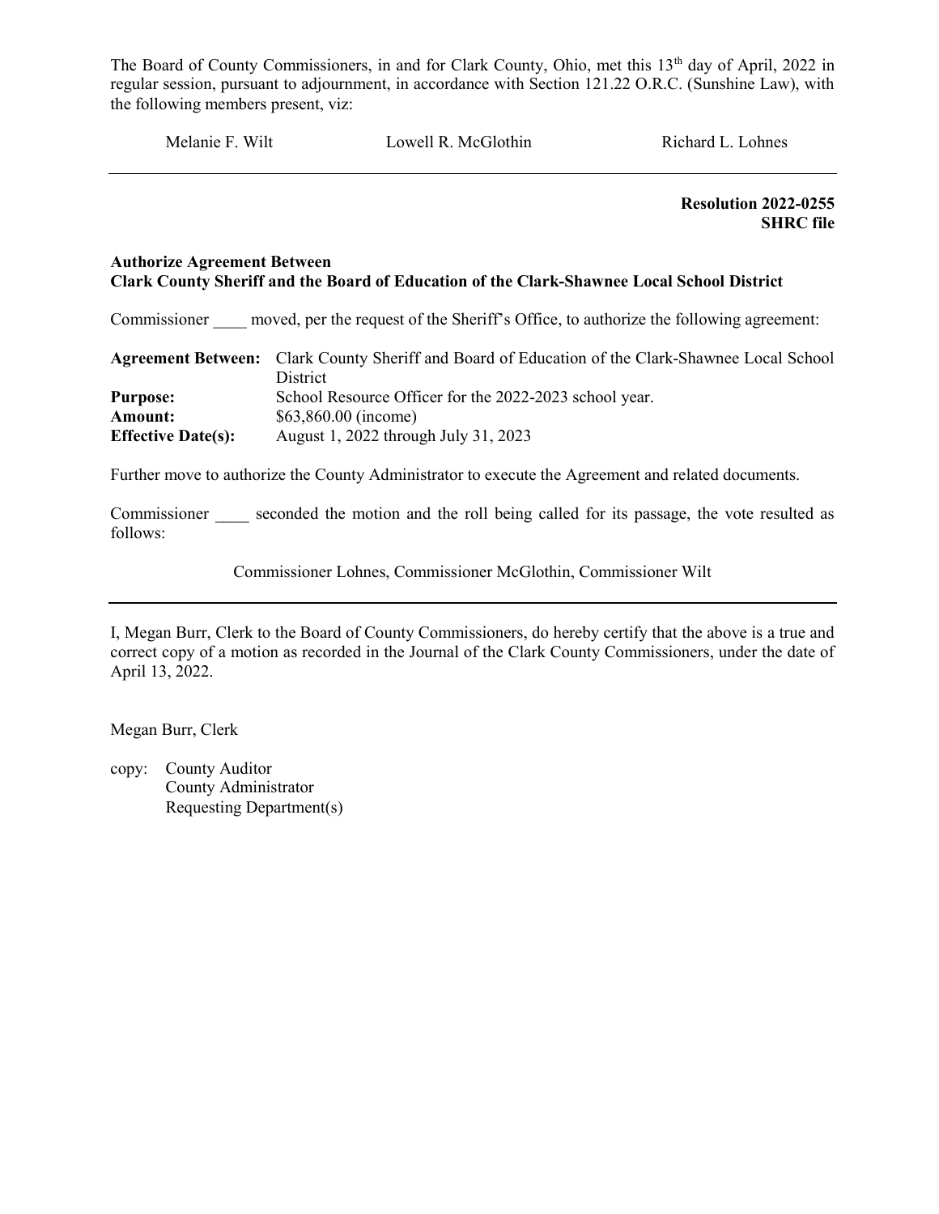The Board of County Commissioners, in and for Clark County, Ohio, met this 13th day of April, 2022 in regular session, pursuant to adjournment, in accordance with Section 121.22 O.R.C. (Sunshine Law), with the following members present, viz:

Melanie F. Wilt          Lowell R. McGlothin          Richard L. Lohnes

---

**Resolution 2022-0255**
**SHRC file**

**Authorize Agreement Between**
**Clark County Sheriff and the Board of Education of the Clark-Shawnee Local School District**

Commissioner ____ moved, per the request of the Sheriff's Office, to authorize the following agreement:

| | |
|---|---|
| **Agreement Between:** | Clark County Sheriff and Board of Education of the Clark-Shawnee Local School District |
| **Purpose:** | School Resource Officer for the 2022-2023 school year. |
| **Amount:** | $63,860.00 (income) |
| **Effective Date(s):** | August 1, 2022 through July 31, 2023 |

Further move to authorize the County Administrator to execute the Agreement and related documents.

Commissioner ____ seconded the motion and the roll being called for its passage, the vote resulted as follows:

Commissioner Lohnes, Commissioner McGlothin, Commissioner Wilt

---

I, Megan Burr, Clerk to the Board of County Commissioners, do hereby certify that the above is a true and correct copy of a motion as recorded in the Journal of the Clark County Commissioners, under the date of April 13, 2022.

Megan Burr, Clerk

copy: County Auditor
County Administrator
Requesting Department(s)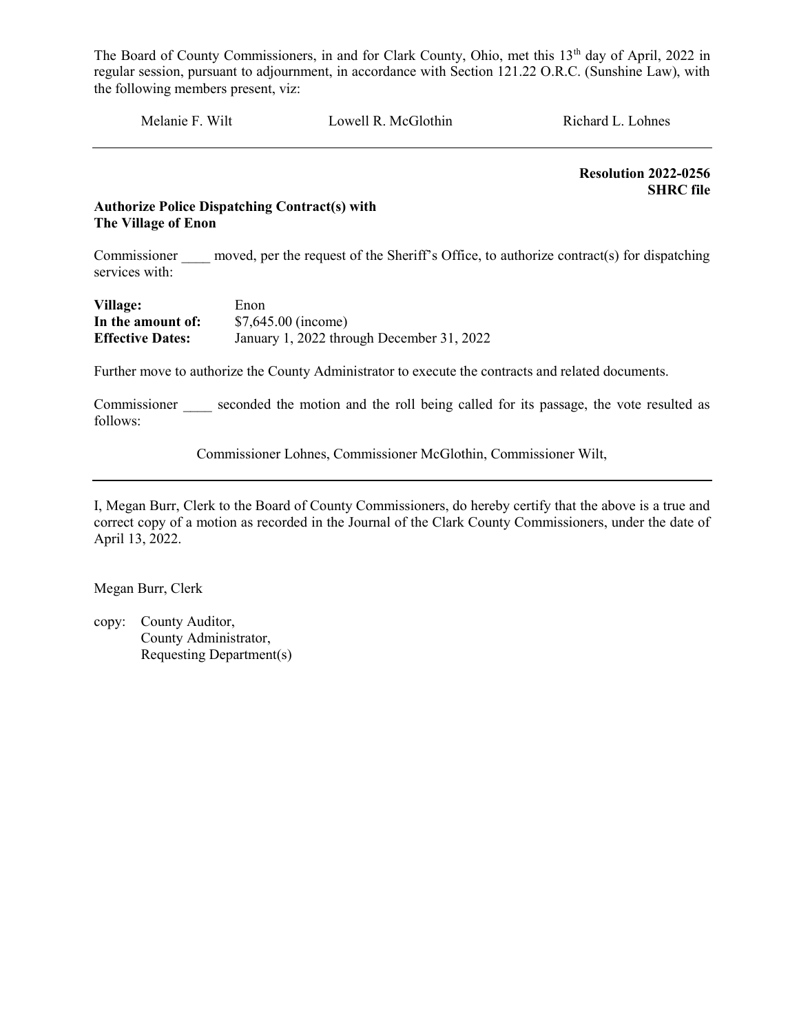The Board of County Commissioners, in and for Clark County, Ohio, met this 13th day of April, 2022 in regular session, pursuant to adjournment, in accordance with Section 121.22 O.R.C. (Sunshine Law), with the following members present, viz:

Melanie F. Wilt Lowell R. McGlothin Richard L. Lohnes

---

**Resolution 2022-0256**
**SHRC file**

**Authorize Police Dispatching Contract(s) with The Village of Enon**

Commissioner ____ moved, per the request of the Sheriff's Office, to authorize contract(s) for dispatching services with:

| | |
|---|---|
| **Village:** | Enon |
| **In the amount of:** | $7,645.00 (income) |
| **Effective Dates:** | January 1, 2022 through December 31, 2022 |

Further move to authorize the County Administrator to execute the contracts and related documents.

Commissioner ____ seconded the motion and the roll being called for its passage, the vote resulted as follows:

Commissioner Lohnes, Commissioner McGlothin, Commissioner Wilt,

---

I, Megan Burr, Clerk to the Board of County Commissioners, do hereby certify that the above is a true and correct copy of a motion as recorded in the Journal of the Clark County Commissioners, under the date of April 13, 2022.

Megan Burr, Clerk

copy: County Auditor,
County Administrator,
Requesting Department(s)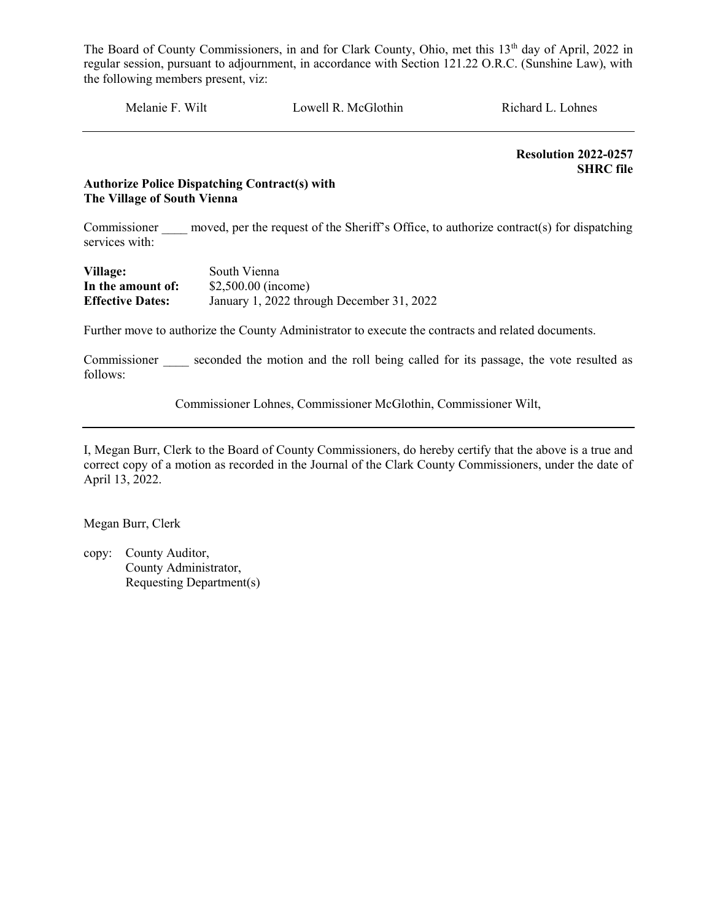The Board of County Commissioners, in and for Clark County, Ohio, met this 13th day of April, 2022 in regular session, pursuant to adjournment, in accordance with Section 121.22 O.R.C. (Sunshine Law), with the following members present, viz:

Melanie F. Wilt    Lowell R. McGlothin    Richard L. Lohnes

---

**Resolution 2022-0257**
**SHRC file**

**Authorize Police Dispatching Contract(s) with**
**The Village of South Vienna**

Commissioner ____ moved, per the request of the Sheriff's Office, to authorize contract(s) for dispatching services with:

**Village:** South Vienna
**In the amount of:** $2,500.00 (income)
**Effective Dates:** January 1, 2022 through December 31, 2022

Further move to authorize the County Administrator to execute the contracts and related documents.

Commissioner ____ seconded the motion and the roll being called for its passage, the vote resulted as follows:

Commissioner Lohnes, Commissioner McGlothin, Commissioner Wilt,

---

I, Megan Burr, Clerk to the Board of County Commissioners, do hereby certify that the above is a true and correct copy of a motion as recorded in the Journal of the Clark County Commissioners, under the date of April 13, 2022.

Megan Burr, Clerk

copy: County Auditor,
County Administrator,
Requesting Department(s)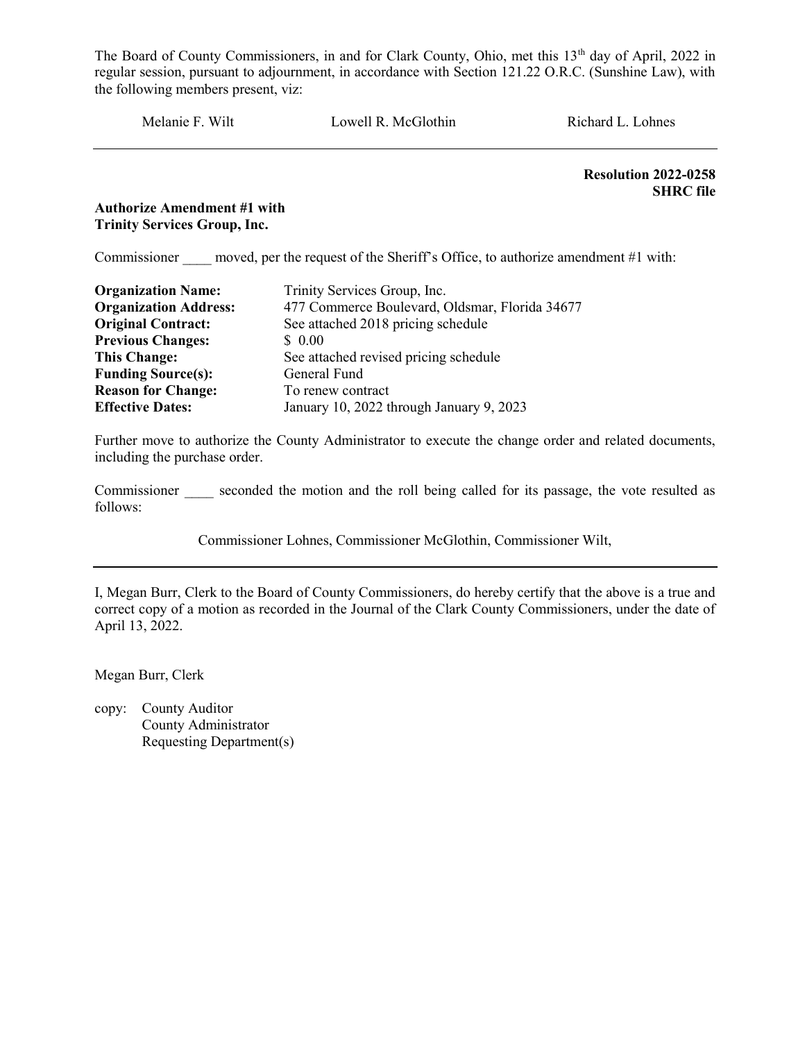The Board of County Commissioners, in and for Clark County, Ohio, met this 13th day of April, 2022 in regular session, pursuant to adjournment, in accordance with Section 121.22 O.R.C. (Sunshine Law), with the following members present, viz:

Melanie F. Wilt　　　　Lowell R. McGlothin　　　　Richard L. Lohnes

---

**Resolution 2022-0258**
**SHRC file**

**Authorize Amendment #1 with Trinity Services Group, Inc.**

Commissioner ____ moved, per the request of the Sheriff's Office, to authorize amendment #1 with:

| | |
|---|---|
| **Organization Name:** | Trinity Services Group, Inc. |
| **Organization Address:** | 477 Commerce Boulevard, Oldsmar, Florida 34677 |
| **Original Contract:** | See attached 2018 pricing schedule |
| **Previous Changes:** | $ 0.00 |
| **This Change:** | See attached revised pricing schedule |
| **Funding Source(s):** | General Fund |
| **Reason for Change:** | To renew contract |
| **Effective Dates:** | January 10, 2022 through January 9, 2023 |

Further move to authorize the County Administrator to execute the change order and related documents, including the purchase order.

Commissioner ____ seconded the motion and the roll being called for its passage, the vote resulted as follows:

Commissioner Lohnes, Commissioner McGlothin, Commissioner Wilt,

---

I, Megan Burr, Clerk to the Board of County Commissioners, do hereby certify that the above is a true and correct copy of a motion as recorded in the Journal of the Clark County Commissioners, under the date of April 13, 2022.

Megan Burr, Clerk

copy: County Auditor
County Administrator
Requesting Department(s)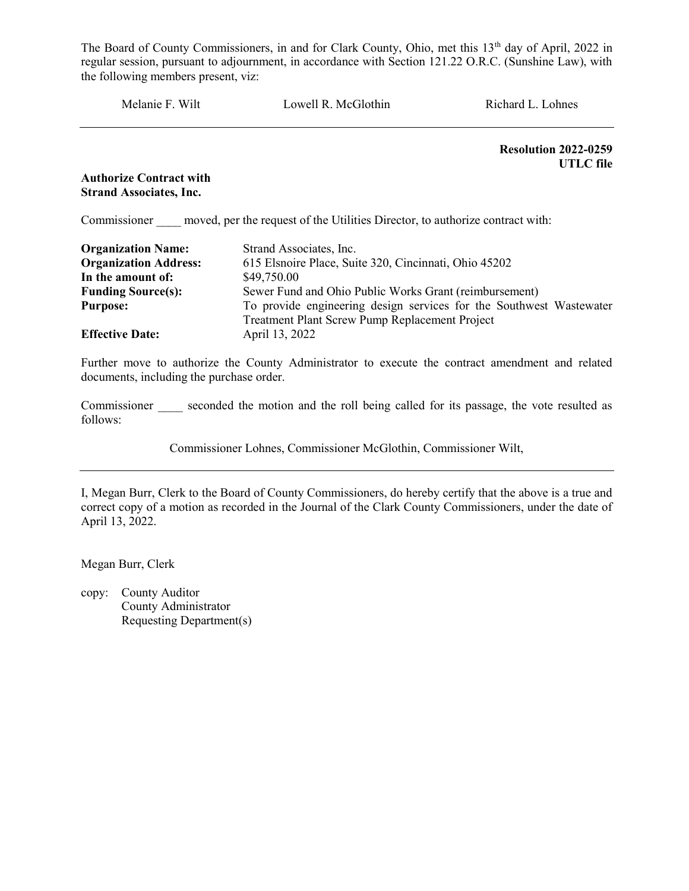The Board of County Commissioners, in and for Clark County, Ohio, met this 13th day of April, 2022 in regular session, pursuant to adjournment, in accordance with Section 121.22 O.R.C. (Sunshine Law), with the following members present, viz:

| Melanie F. Wilt | Lowell R. McGlothin | Richard L. Lohnes |
|---|---|---|

---

**Resolution 2022-0259**
**UTLC file**

**Authorize Contract with Strand Associates, Inc.**

Commissioner ____ moved, per the request of the Utilities Director, to authorize contract with:

| | |
|---|---|
| **Organization Name:** | Strand Associates, Inc. |
| **Organization Address:** | 615 Elsnoire Place, Suite 320, Cincinnati, Ohio 45202 |
| **In the amount of:** | $49,750.00 |
| **Funding Source(s):** | Sewer Fund and Ohio Public Works Grant (reimbursement) |
| **Purpose:** | To provide engineering design services for the Southwest Wastewater Treatment Plant Screw Pump Replacement Project |
| **Effective Date:** | April 13, 2022 |

Further move to authorize the County Administrator to execute the contract amendment and related documents, including the purchase order.

Commissioner ____ seconded the motion and the roll being called for its passage, the vote resulted as follows:

Commissioner Lohnes, Commissioner McGlothin, Commissioner Wilt,

---

I, Megan Burr, Clerk to the Board of County Commissioners, do hereby certify that the above is a true and correct copy of a motion as recorded in the Journal of the Clark County Commissioners, under the date of April 13, 2022.

Megan Burr, Clerk

copy: County Auditor
County Administrator
Requesting Department(s)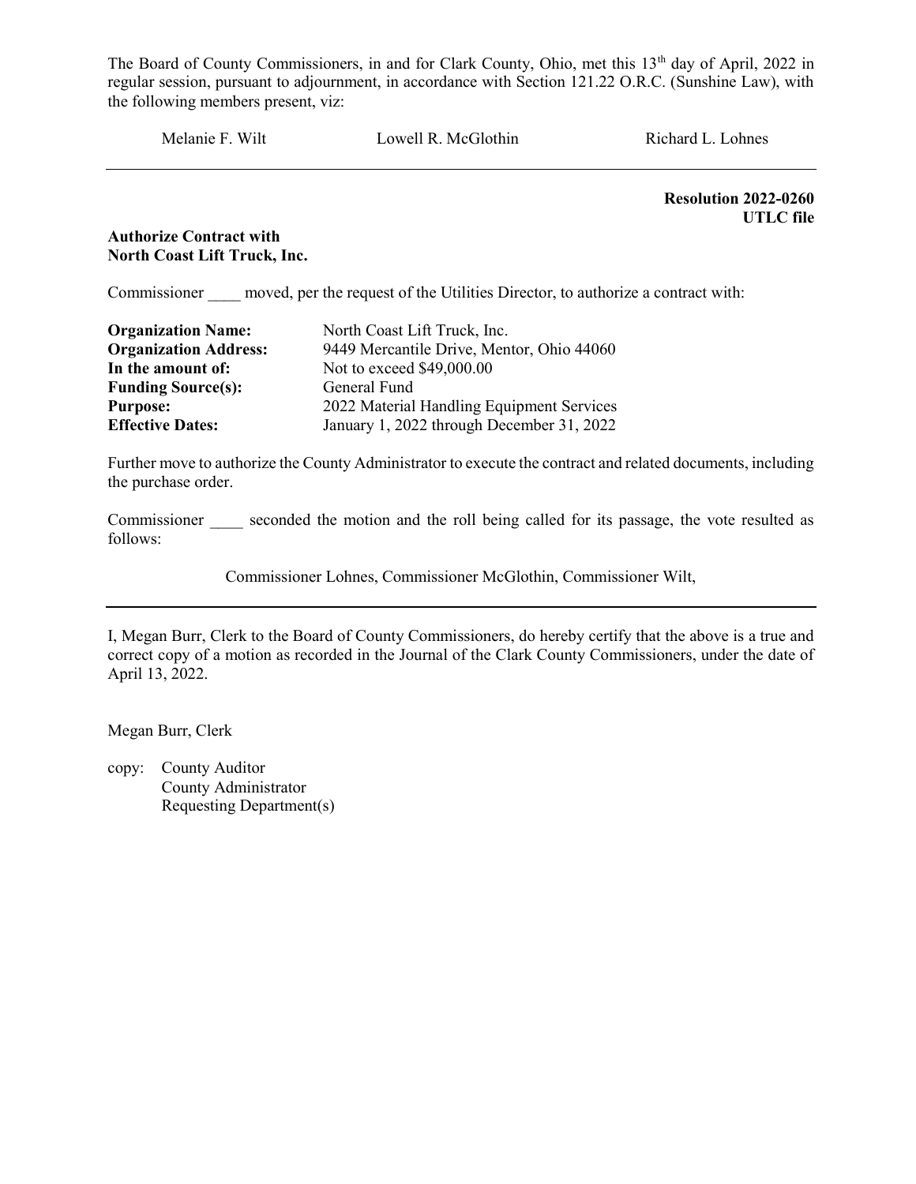The Board of County Commissioners, in and for Clark County, Ohio, met this 13th day of April, 2022 in regular session, pursuant to adjournment, in accordance with Section 121.22 O.R.C. (Sunshine Law), with the following members present, viz:

Melanie F. Wilt Lowell R. McGlothin Richard L. Lohnes

---

**Resolution 2022-0260**
**UTLC file**

**Authorize Contract with**
**North Coast Lift Truck, Inc.**

Commissioner ____ moved, per the request of the Utilities Director, to authorize a contract with:

| | |
|---|---|
| **Organization Name:** | North Coast Lift Truck, Inc. |
| **Organization Address:** | 9449 Mercantile Drive, Mentor, Ohio 44060 |
| **In the amount of:** | Not to exceed $49,000.00 |
| **Funding Source(s):** | General Fund |
| **Purpose:** | 2022 Material Handling Equipment Services |
| **Effective Dates:** | January 1, 2022 through December 31, 2022 |

Further move to authorize the County Administrator to execute the contract and related documents, including the purchase order.

Commissioner ____ seconded the motion and the roll being called for its passage, the vote resulted as follows:

Commissioner Lohnes, Commissioner McGlothin, Commissioner Wilt,

---

I, Megan Burr, Clerk to the Board of County Commissioners, do hereby certify that the above is a true and correct copy of a motion as recorded in the Journal of the Clark County Commissioners, under the date of April 13, 2022.

Megan Burr, Clerk

copy: County Auditor
County Administrator
Requesting Department(s)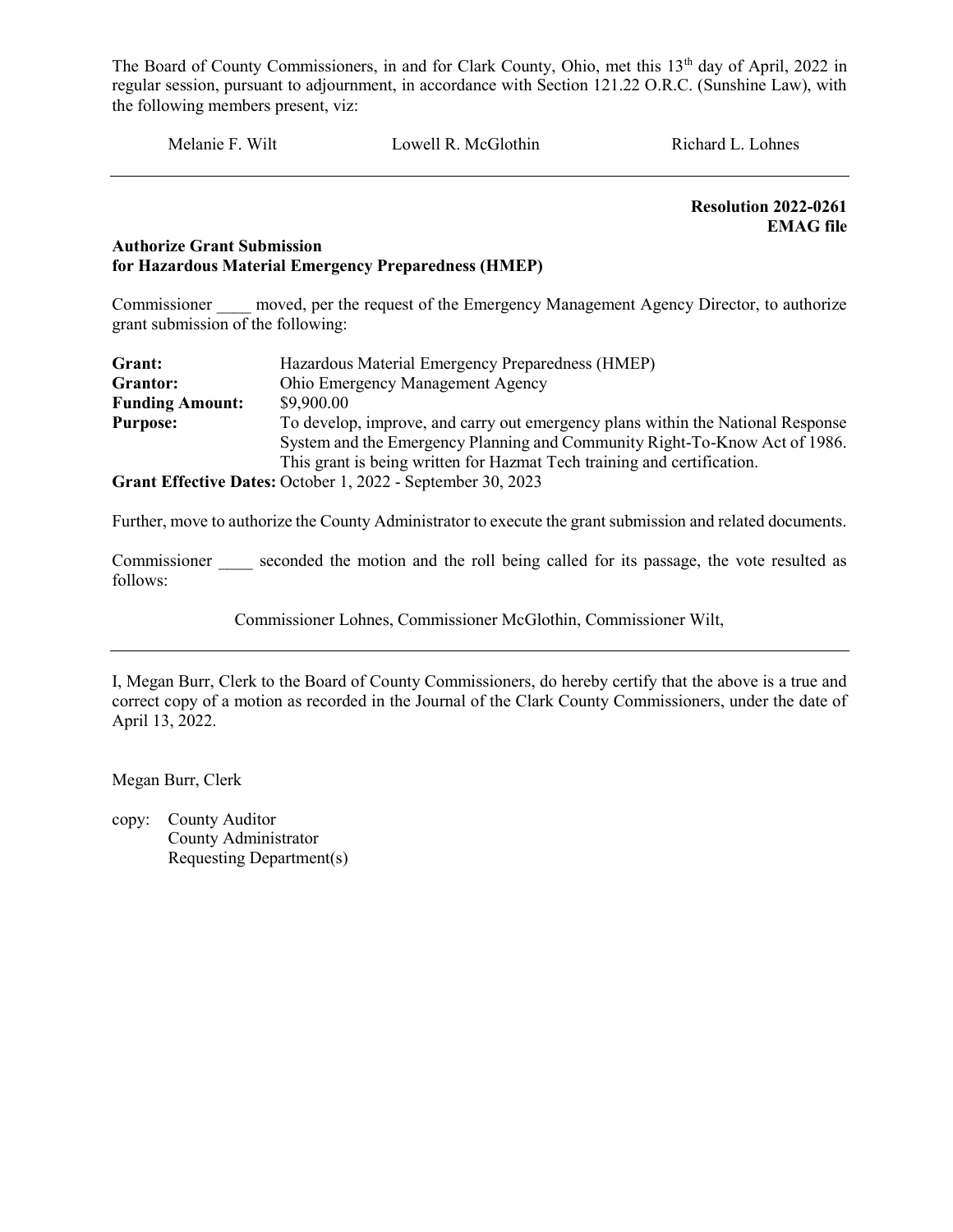The Board of County Commissioners, in and for Clark County, Ohio, met this 13th day of April, 2022 in regular session, pursuant to adjournment, in accordance with Section 121.22 O.R.C. (Sunshine Law), with the following members present, viz:

Melanie F. Wilt Lowell R. McGlothin Richard L. Lohnes

---

**Resolution 2022-0261**
**EMAG file**

**Authorize Grant Submission**
**for Hazardous Material Emergency Preparedness (HMEP)**

Commissioner ____ moved, per the request of the Emergency Management Agency Director, to authorize grant submission of the following:

**Grant:** Hazardous Material Emergency Preparedness (HMEP)
**Grantor:** Ohio Emergency Management Agency
**Funding Amount:** $9,900.00
**Purpose:** To develop, improve, and carry out emergency plans within the National Response System and the Emergency Planning and Community Right-To-Know Act of 1986. This grant is being written for Hazmat Tech training and certification.
**Grant Effective Dates:** October 1, 2022 - September 30, 2023

Further, move to authorize the County Administrator to execute the grant submission and related documents.

Commissioner ____ seconded the motion and the roll being called for its passage, the vote resulted as follows:

Commissioner Lohnes, Commissioner McGlothin, Commissioner Wilt,

---

I, Megan Burr, Clerk to the Board of County Commissioners, do hereby certify that the above is a true and correct copy of a motion as recorded in the Journal of the Clark County Commissioners, under the date of April 13, 2022.

Megan Burr, Clerk

copy: County Auditor
County Administrator
Requesting Department(s)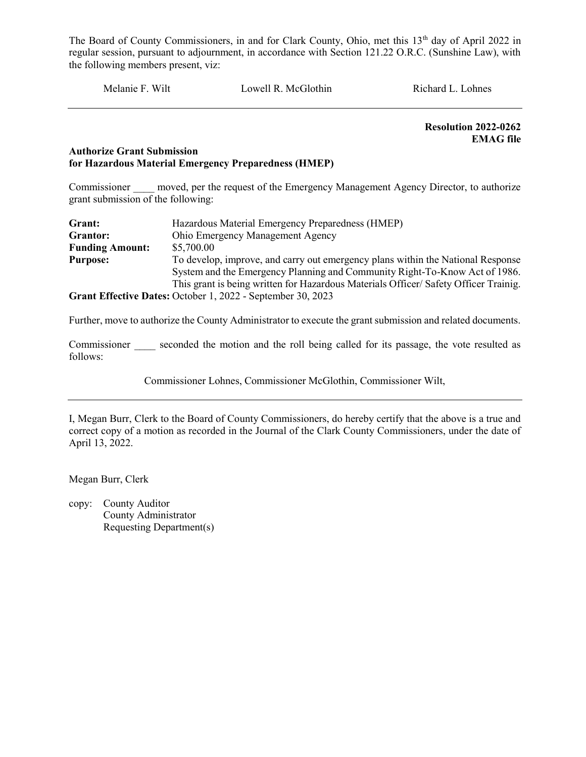The Board of County Commissioners, in and for Clark County, Ohio, met this 13th day of April 2022 in regular session, pursuant to adjournment, in accordance with Section 121.22 O.R.C. (Sunshine Law), with the following members present, viz:

Melanie F. Wilt        Lowell R. McGlothin        Richard L. Lohnes

---

**Resolution 2022-0262**
**EMAG file**

**Authorize Grant Submission**
**for Hazardous Material Emergency Preparedness (HMEP)**

Commissioner ____ moved, per the request of the Emergency Management Agency Director, to authorize grant submission of the following:

**Grant:** Hazardous Material Emergency Preparedness (HMEP)
**Grantor:** Ohio Emergency Management Agency
**Funding Amount:** $5,700.00
**Purpose:** To develop, improve, and carry out emergency plans within the National Response System and the Emergency Planning and Community Right-To-Know Act of 1986. This grant is being written for Hazardous Materials Officer/ Safety Officer Trainig.
**Grant Effective Dates:** October 1, 2022 - September 30, 2023

Further, move to authorize the County Administrator to execute the grant submission and related documents.

Commissioner ____ seconded the motion and the roll being called for its passage, the vote resulted as follows:

Commissioner Lohnes, Commissioner McGlothin, Commissioner Wilt,

---

I, Megan Burr, Clerk to the Board of County Commissioners, do hereby certify that the above is a true and correct copy of a motion as recorded in the Journal of the Clark County Commissioners, under the date of April 13, 2022.

Megan Burr, Clerk

copy: County Auditor
County Administrator
Requesting Department(s)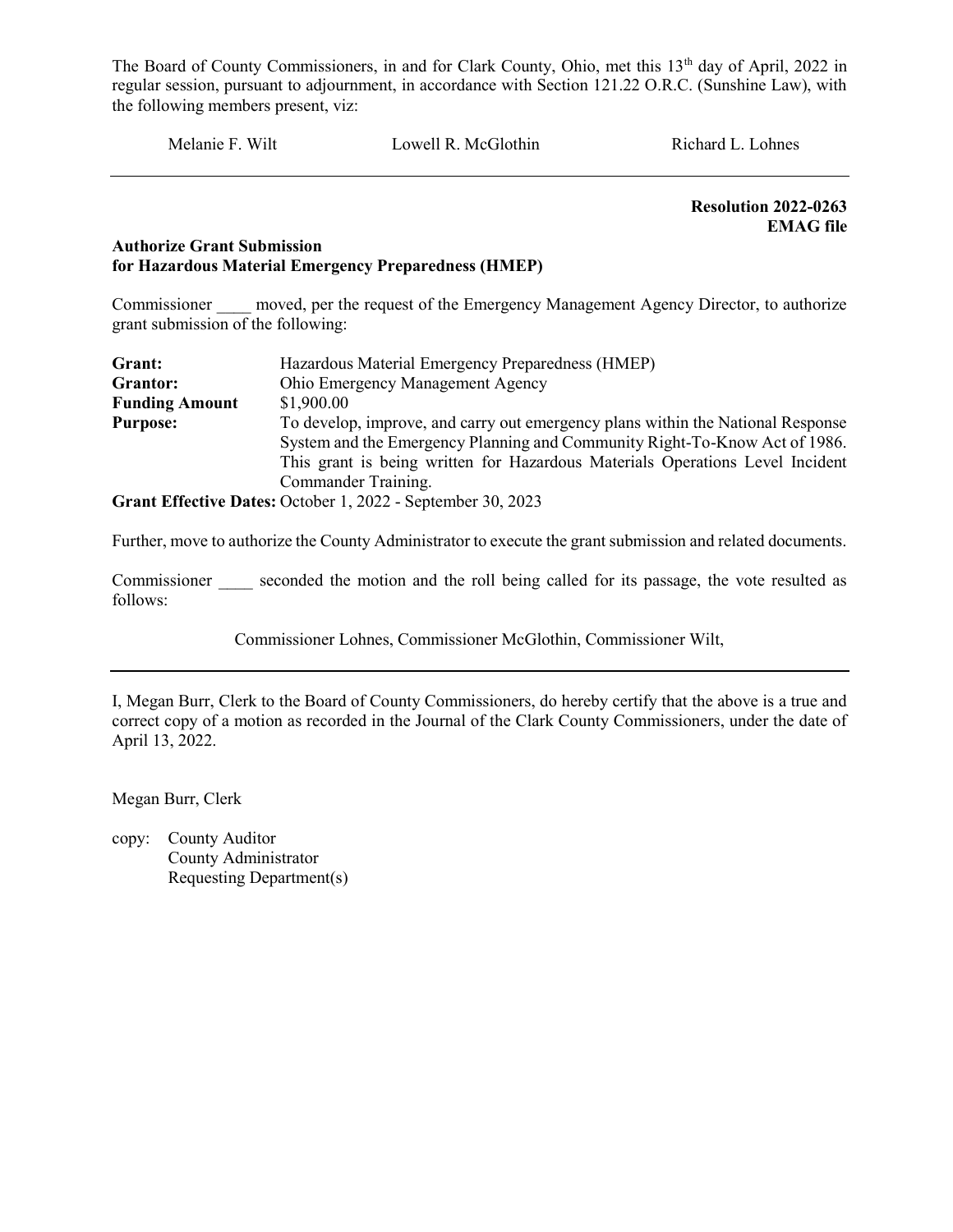The Board of County Commissioners, in and for Clark County, Ohio, met this 13th day of April, 2022 in regular session, pursuant to adjournment, in accordance with Section 121.22 O.R.C. (Sunshine Law), with the following members present, viz:

Melanie F. Wilt    Lowell R. McGlothin    Richard L. Lohnes

---

**Resolution 2022-0263**
**EMAG file**

**Authorize Grant Submission**
**for Hazardous Material Emergency Preparedness (HMEP)**

Commissioner ____ moved, per the request of the Emergency Management Agency Director, to authorize grant submission of the following:

| | |
|---|---|
| **Grant:** | Hazardous Material Emergency Preparedness (HMEP) |
| **Grantor:** | Ohio Emergency Management Agency |
| **Funding Amount** | $1,900.00 |
| **Purpose:** | To develop, improve, and carry out emergency plans within the National Response System and the Emergency Planning and Community Right-To-Know Act of 1986. This grant is being written for Hazardous Materials Operations Level Incident Commander Training. |

**Grant Effective Dates:** October 1, 2022 - September 30, 2023

Further, move to authorize the County Administrator to execute the grant submission and related documents.

Commissioner ____ seconded the motion and the roll being called for its passage, the vote resulted as follows:

Commissioner Lohnes, Commissioner McGlothin, Commissioner Wilt,

---

I, Megan Burr, Clerk to the Board of County Commissioners, do hereby certify that the above is a true and correct copy of a motion as recorded in the Journal of the Clark County Commissioners, under the date of April 13, 2022.

Megan Burr, Clerk

copy: County Auditor
County Administrator
Requesting Department(s)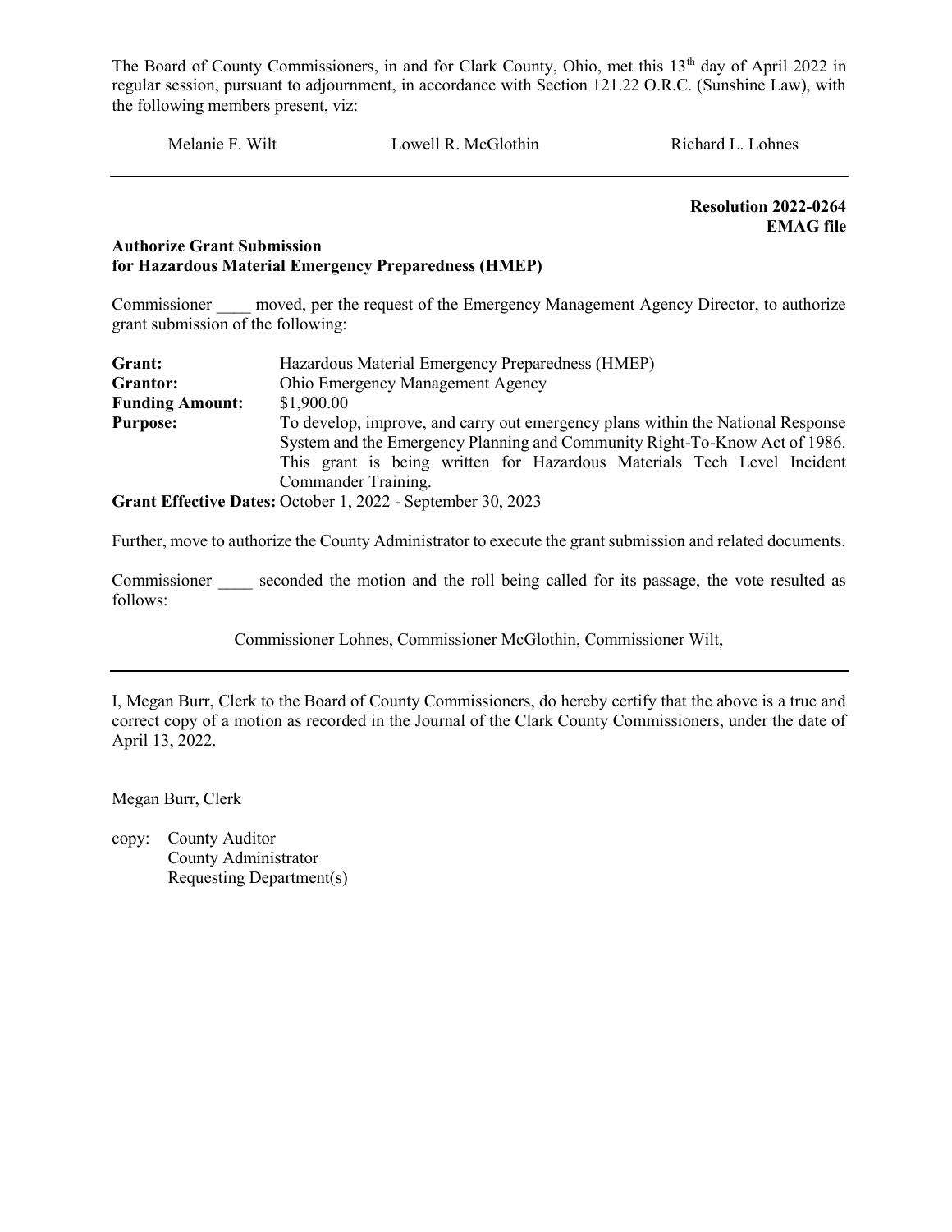The Board of County Commissioners, in and for Clark County, Ohio, met this 13th day of April 2022 in regular session, pursuant to adjournment, in accordance with Section 121.22 O.R.C. (Sunshine Law), with the following members present, viz:

Melanie F. Wilt        Lowell R. McGlothin        Richard L. Lohnes

---

**Resolution 2022-0264**
**EMAG file**

**Authorize Grant Submission**
**for Hazardous Material Emergency Preparedness (HMEP)**

Commissioner ____ moved, per the request of the Emergency Management Agency Director, to authorize grant submission of the following:

**Grant:** Hazardous Material Emergency Preparedness (HMEP)
**Grantor:** Ohio Emergency Management Agency
**Funding Amount:** $1,900.00
**Purpose:** To develop, improve, and carry out emergency plans within the National Response System and the Emergency Planning and Community Right-To-Know Act of 1986. This grant is being written for Hazardous Materials Tech Level Incident Commander Training.
**Grant Effective Dates:** October 1, 2022 - September 30, 2023

Further, move to authorize the County Administrator to execute the grant submission and related documents.

Commissioner ____ seconded the motion and the roll being called for its passage, the vote resulted as follows:

Commissioner Lohnes, Commissioner McGlothin, Commissioner Wilt,

---

I, Megan Burr, Clerk to the Board of County Commissioners, do hereby certify that the above is a true and correct copy of a motion as recorded in the Journal of the Clark County Commissioners, under the date of April 13, 2022.

Megan Burr, Clerk

copy: County Auditor
County Administrator
Requesting Department(s)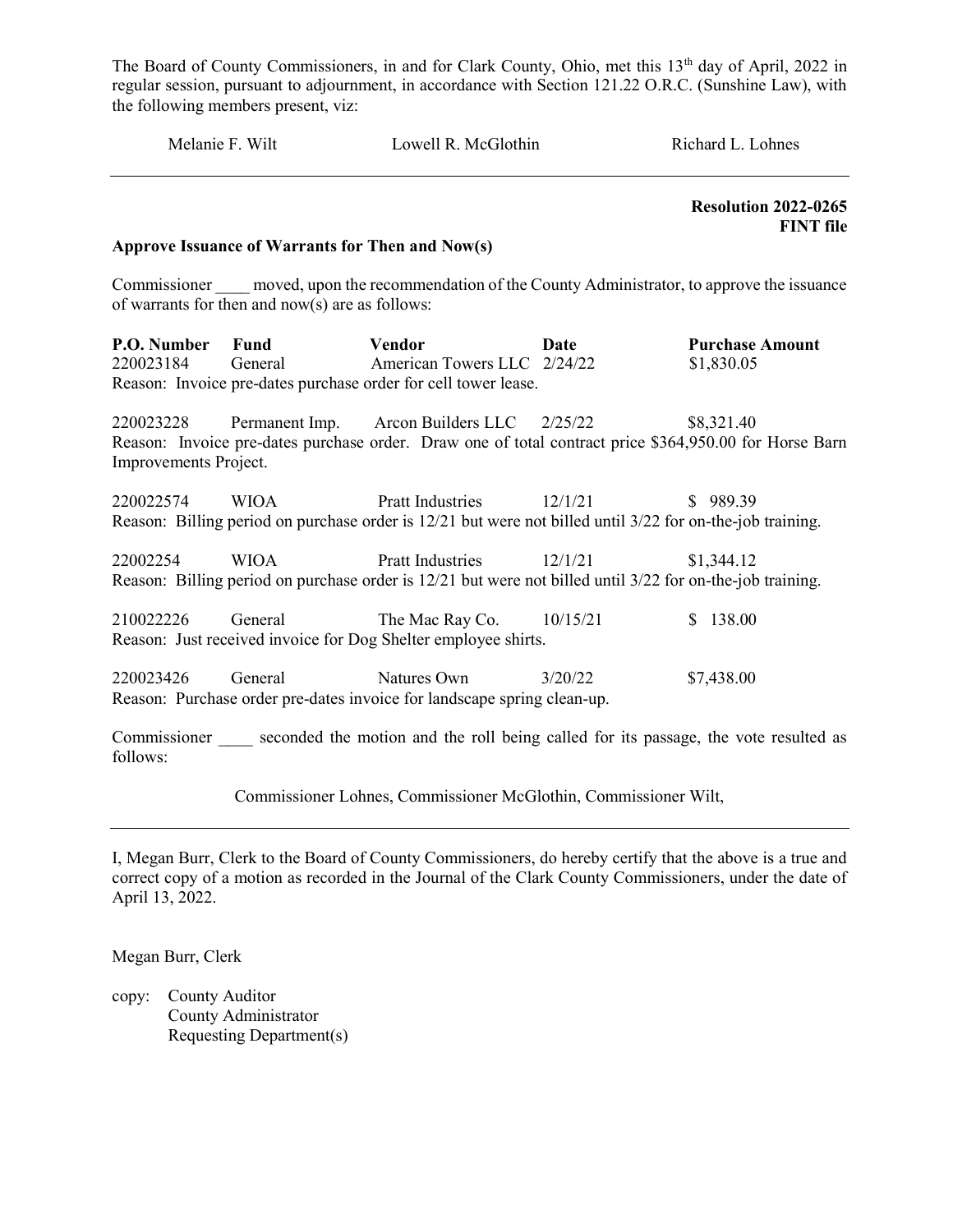The Board of County Commissioners, in and for Clark County, Ohio, met this 13th day of April, 2022 in regular session, pursuant to adjournment, in accordance with Section 121.22 O.R.C. (Sunshine Law), with the following members present, viz:

Melanie F. Wilt Lowell R. McGlothin Richard L. Lohnes

---

**Resolution 2022-0265**
**FINT file**

**Approve Issuance of Warrants for Then and Now(s)**

Commissioner ____ moved, upon the recommendation of the County Administrator, to approve the issuance of warrants for then and now(s) are as follows:

**P.O. Number** **Fund** **Vendor** **Date** **Purchase Amount**
220023184 General American Towers LLC 2/24/22 $1,830.05
Reason: Invoice pre-dates purchase order for cell tower lease.

220023228 Permanent Imp. Arcon Builders LLC 2/25/22 $8,321.40
Reason: Invoice pre-dates purchase order. Draw one of total contract price $364,950.00 for Horse Barn Improvements Project.

220022574 WIOA Pratt Industries 12/1/21 $ 989.39
Reason: Billing period on purchase order is 12/21 but were not billed until 3/22 for on-the-job training.

22002254 WIOA Pratt Industries 12/1/21 $1,344.12
Reason: Billing period on purchase order is 12/21 but were not billed until 3/22 for on-the-job training.

210022226 General The Mac Ray Co. 10/15/21 $ 138.00
Reason: Just received invoice for Dog Shelter employee shirts.

220023426 General Natures Own 3/20/22 $7,438.00
Reason: Purchase order pre-dates invoice for landscape spring clean-up.

Commissioner ____ seconded the motion and the roll being called for its passage, the vote resulted as follows:

Commissioner Lohnes, Commissioner McGlothin, Commissioner Wilt,

---

I, Megan Burr, Clerk to the Board of County Commissioners, do hereby certify that the above is a true and correct copy of a motion as recorded in the Journal of the Clark County Commissioners, under the date of April 13, 2022.

Megan Burr, Clerk

copy: County Auditor
County Administrator
Requesting Department(s)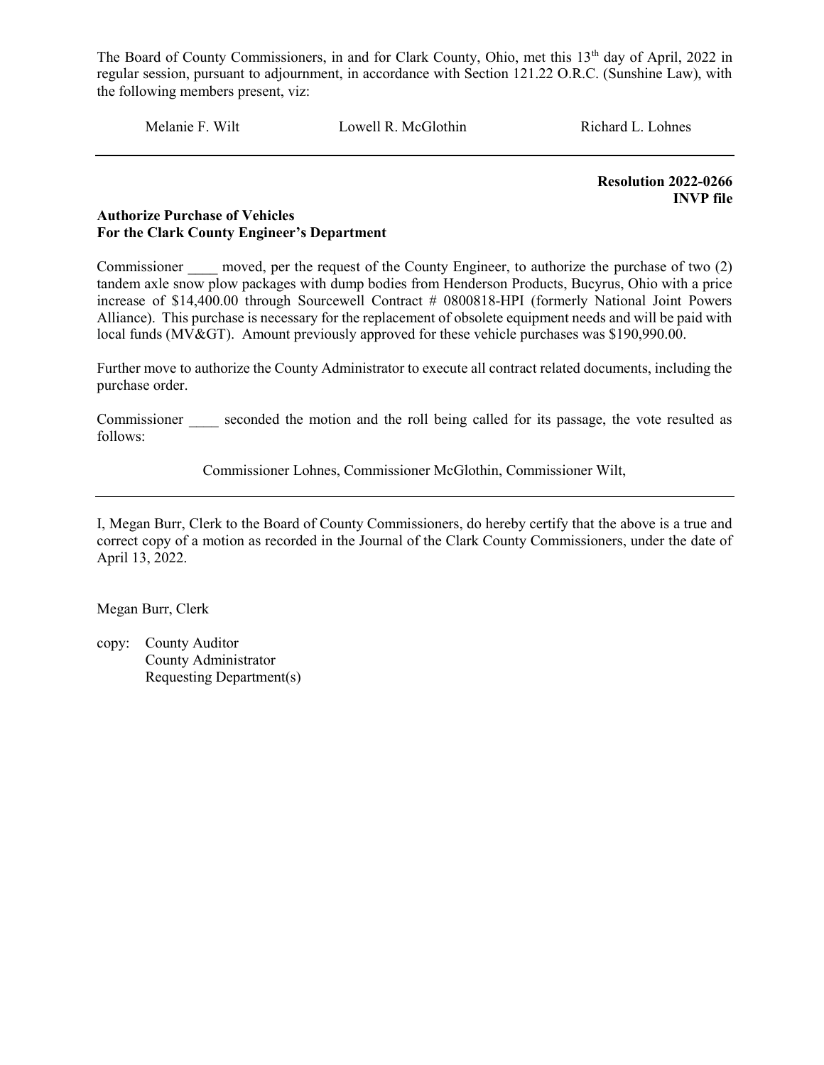The Board of County Commissioners, in and for Clark County, Ohio, met this 13th day of April, 2022 in regular session, pursuant to adjournment, in accordance with Section 121.22 O.R.C. (Sunshine Law), with the following members present, viz:

Melanie F. Wilt          Lowell R. McGlothin          Richard L. Lohnes

---

**Resolution 2022-0266**
**INVP file**

**Authorize Purchase of Vehicles**
**For the Clark County Engineer's Department**

Commissioner ____ moved, per the request of the County Engineer, to authorize the purchase of two (2) tandem axle snow plow packages with dump bodies from Henderson Products, Bucyrus, Ohio with a price increase of $14,400.00 through Sourcewell Contract # 0800818-HPI (formerly National Joint Powers Alliance). This purchase is necessary for the replacement of obsolete equipment needs and will be paid with local funds (MV&GT). Amount previously approved for these vehicle purchases was $190,990.00.

Further move to authorize the County Administrator to execute all contract related documents, including the purchase order.

Commissioner ____ seconded the motion and the roll being called for its passage, the vote resulted as follows:

Commissioner Lohnes, Commissioner McGlothin, Commissioner Wilt,

---

I, Megan Burr, Clerk to the Board of County Commissioners, do hereby certify that the above is a true and correct copy of a motion as recorded in the Journal of the Clark County Commissioners, under the date of April 13, 2022.

Megan Burr, Clerk

copy: County Auditor
County Administrator
Requesting Department(s)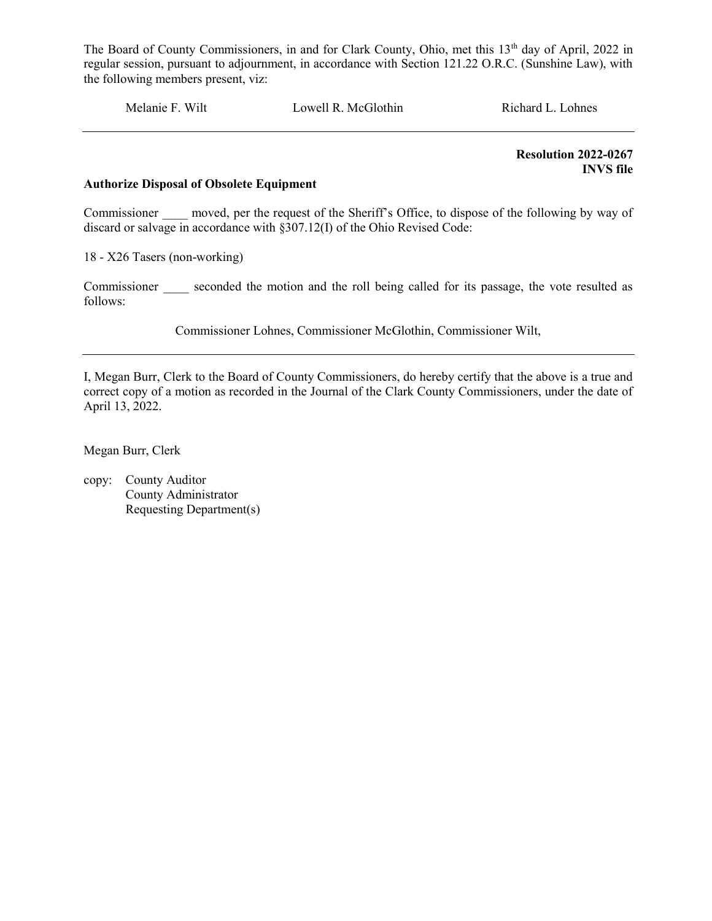The Board of County Commissioners, in and for Clark County, Ohio, met this 13th day of April, 2022 in regular session, pursuant to adjournment, in accordance with Section 121.22 O.R.C. (Sunshine Law), with the following members present, viz:

Melanie F. Wilt    Lowell R. McGlothin    Richard L. Lohnes

---

**Resolution 2022-0267**
**INVS file**

**Authorize Disposal of Obsolete Equipment**

Commissioner ____ moved, per the request of the Sheriff's Office, to dispose of the following by way of discard or salvage in accordance with §307.12(I) of the Ohio Revised Code:

18 - X26 Tasers (non-working)

Commissioner ____ seconded the motion and the roll being called for its passage, the vote resulted as follows:

Commissioner Lohnes, Commissioner McGlothin, Commissioner Wilt,

---

I, Megan Burr, Clerk to the Board of County Commissioners, do hereby certify that the above is a true and correct copy of a motion as recorded in the Journal of the Clark County Commissioners, under the date of April 13, 2022.

Megan Burr, Clerk

copy: County Auditor
County Administrator
Requesting Department(s)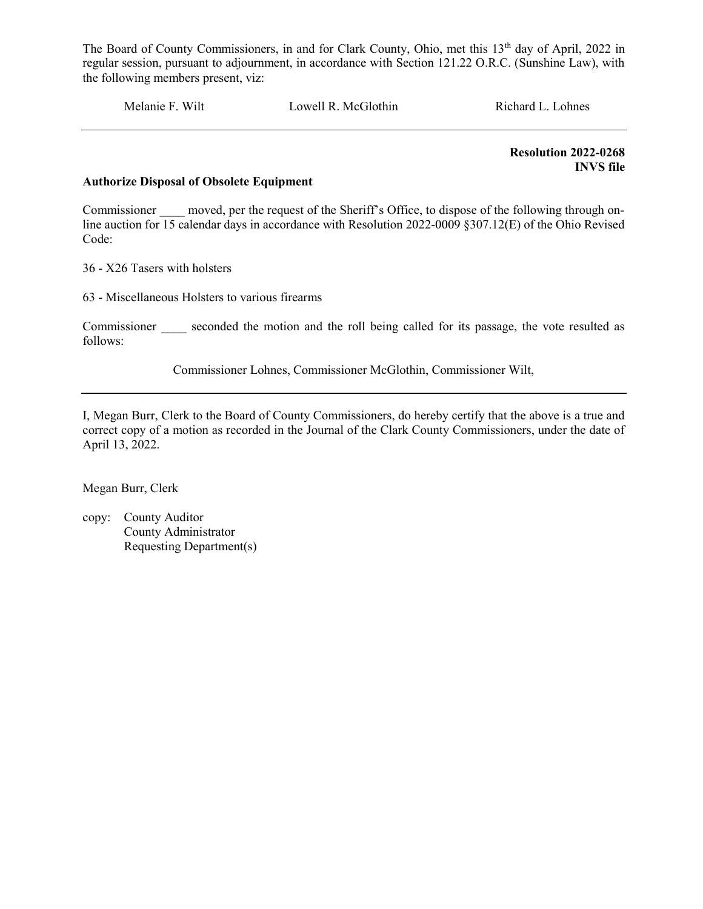The Board of County Commissioners, in and for Clark County, Ohio, met this 13th day of April, 2022 in regular session, pursuant to adjournment, in accordance with Section 121.22 O.R.C. (Sunshine Law), with the following members present, viz:

Melanie F. Wilt    Lowell R. McGlothin    Richard L. Lohnes

---

**Resolution 2022-0268**
**INVS file**

**Authorize Disposal of Obsolete Equipment**

Commissioner ____ moved, per the request of the Sheriff's Office, to dispose of the following through on-line auction for 15 calendar days in accordance with Resolution 2022-0009 §307.12(E) of the Ohio Revised Code:

36 - X26 Tasers with holsters

63 - Miscellaneous Holsters to various firearms

Commissioner ____ seconded the motion and the roll being called for its passage, the vote resulted as follows:

Commissioner Lohnes, Commissioner McGlothin, Commissioner Wilt,

---

I, Megan Burr, Clerk to the Board of County Commissioners, do hereby certify that the above is a true and correct copy of a motion as recorded in the Journal of the Clark County Commissioners, under the date of April 13, 2022.

Megan Burr, Clerk

copy: County Auditor
County Administrator
Requesting Department(s)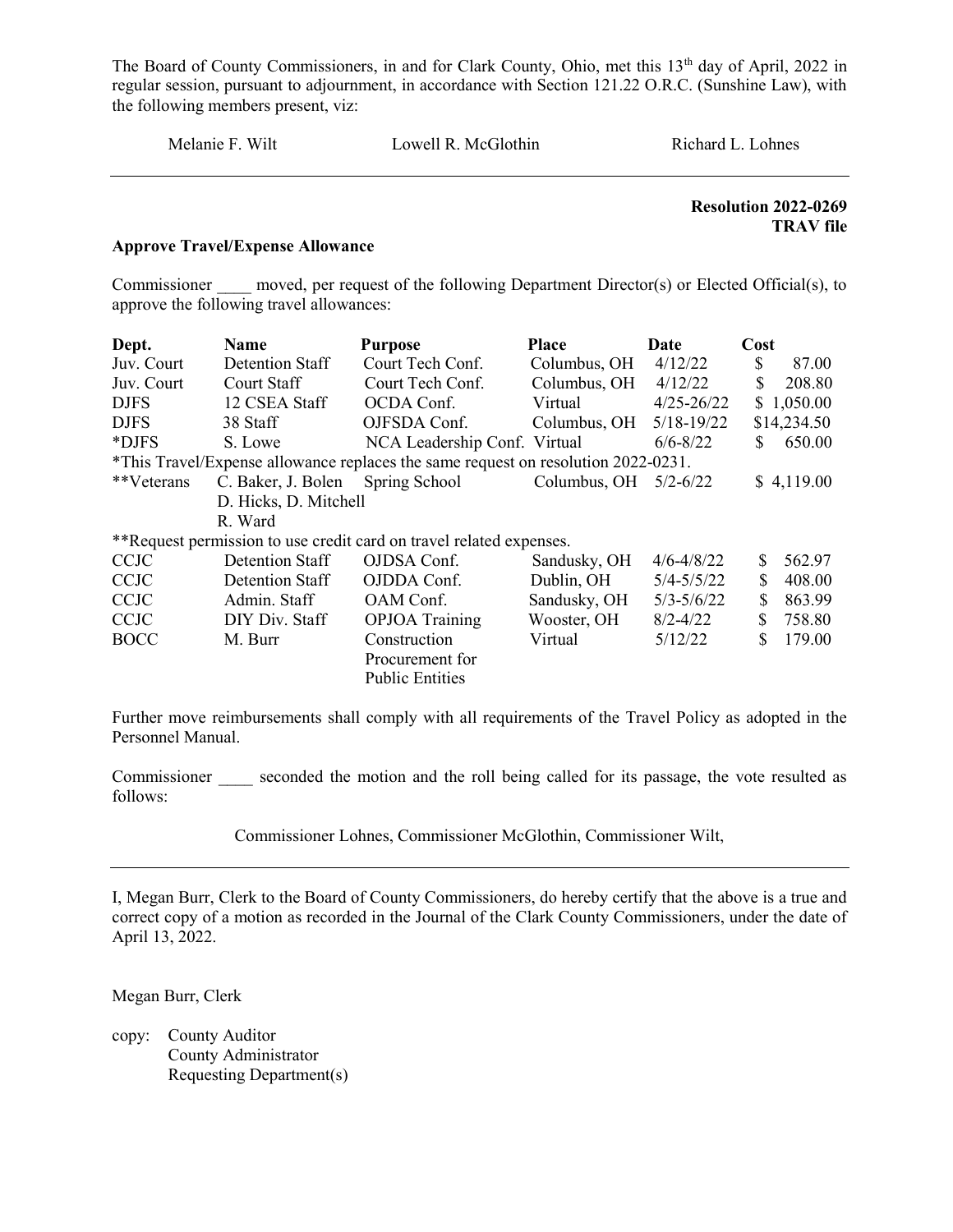The Board of County Commissioners, in and for Clark County, Ohio, met this 13th day of April, 2022 in regular session, pursuant to adjournment, in accordance with Section 121.22 O.R.C. (Sunshine Law), with the following members present, viz:

Melanie F. Wilt    Lowell R. McGlothin    Richard L. Lohnes

---

**Resolution 2022-0269**
**TRAV file**

**Approve Travel/Expense Allowance**

Commissioner ____ moved, per request of the following Department Director(s) or Elected Official(s), to approve the following travel allowances:

| Dept. | Name | Purpose | Place | Date | Cost |
|---|---|---|---|---|---|
| Juv. Court | Detention Staff | Court Tech Conf. | Columbus, OH | 4/12/22 | $ 87.00 |
| Juv. Court | Court Staff | Court Tech Conf. | Columbus, OH | 4/12/22 | $ 208.80 |
| DJFS | 12 CSEA Staff | OCDA Conf. | Virtual | 4/25-26/22 | $ 1,050.00 |
| DJFS | 38 Staff | OJFSDA Conf. | Columbus, OH | 5/18-19/22 | $14,234.50 |
| *DJFS | S. Lowe | NCA Leadership Conf. | Virtual | 6/6-8/22 | $ 650.00 |
| *This Travel/Expense allowance replaces the same request on resolution 2022-0231. | | | | | |
| **Veterans | C. Baker, J. Bolen D. Hicks, D. Mitchell R. Ward | Spring School | Columbus, OH | 5/2-6/22 | $ 4,119.00 |
| **Request permission to use credit card on travel related expenses. | | | | | |
| CCJC | Detention Staff | OJDSA Conf. | Sandusky, OH | 4/6-4/8/22 | $ 562.97 |
| CCJC | Detention Staff | OJDDA Conf. | Dublin, OH | 5/4-5/5/22 | $ 408.00 |
| CCJC | Admin. Staff | OAM Conf. | Sandusky, OH | 5/3-5/6/22 | $ 863.99 |
| CCJC | DIY Div. Staff | OPJOA Training | Wooster, OH | 8/2-4/22 | $ 758.80 |
| BOCC | M. Burr | Construction Procurement for Public Entities | Virtual | 5/12/22 | $ 179.00 |

Further move reimbursements shall comply with all requirements of the Travel Policy as adopted in the Personnel Manual.

Commissioner ____ seconded the motion and the roll being called for its passage, the vote resulted as follows:

Commissioner Lohnes, Commissioner McGlothin, Commissioner Wilt,

---

I, Megan Burr, Clerk to the Board of County Commissioners, do hereby certify that the above is a true and correct copy of a motion as recorded in the Journal of the Clark County Commissioners, under the date of April 13, 2022.

Megan Burr, Clerk

copy: County Auditor
County Administrator
Requesting Department(s)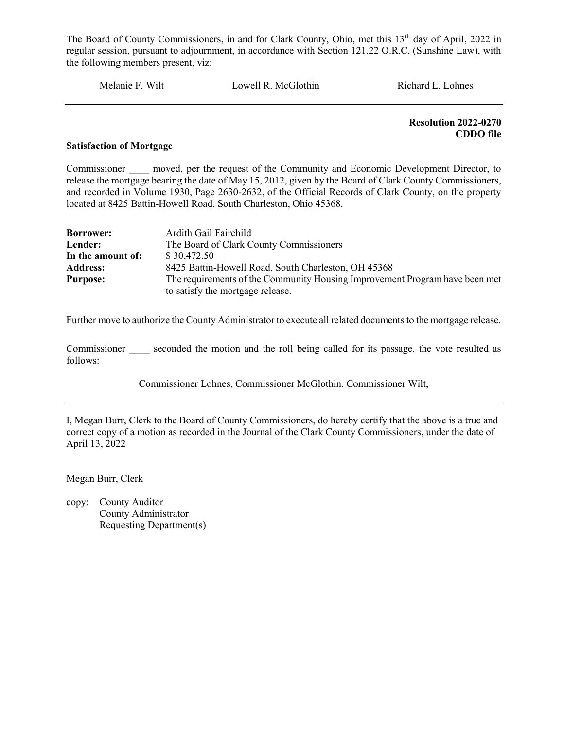The Board of County Commissioners, in and for Clark County, Ohio, met this 13th day of April, 2022 in regular session, pursuant to adjournment, in accordance with Section 121.22 O.R.C. (Sunshine Law), with the following members present, viz:

Melanie F. Wilt Lowell R. McGlothin Richard L. Lohnes

---

**Resolution 2022-0270**
**CDDO file**

**Satisfaction of Mortgage**

Commissioner ____ moved, per the request of the Community and Economic Development Director, to release the mortgage bearing the date of May 15, 2012, given by the Board of Clark County Commissioners, and recorded in Volume 1930, Page 2630-2632, of the Official Records of Clark County, on the property located at 8425 Battin-Howell Road, South Charleston, Ohio 45368.

| | |
|---|---|
| **Borrower:** | Ardith Gail Fairchild |
| **Lender:** | The Board of Clark County Commissioners |
| **In the amount of:** | $ 30,472.50 |
| **Address:** | 8425 Battin-Howell Road, South Charleston, OH 45368 |
| **Purpose:** | The requirements of the Community Housing Improvement Program have been met to satisfy the mortgage release. |

Further move to authorize the County Administrator to execute all related documents to the mortgage release.

Commissioner ____ seconded the motion and the roll being called for its passage, the vote resulted as follows:

Commissioner Lohnes, Commissioner McGlothin, Commissioner Wilt,

---

I, Megan Burr, Clerk to the Board of County Commissioners, do hereby certify that the above is a true and correct copy of a motion as recorded in the Journal of the Clark County Commissioners, under the date of April 13, 2022

Megan Burr, Clerk

copy: County Auditor
County Administrator
Requesting Department(s)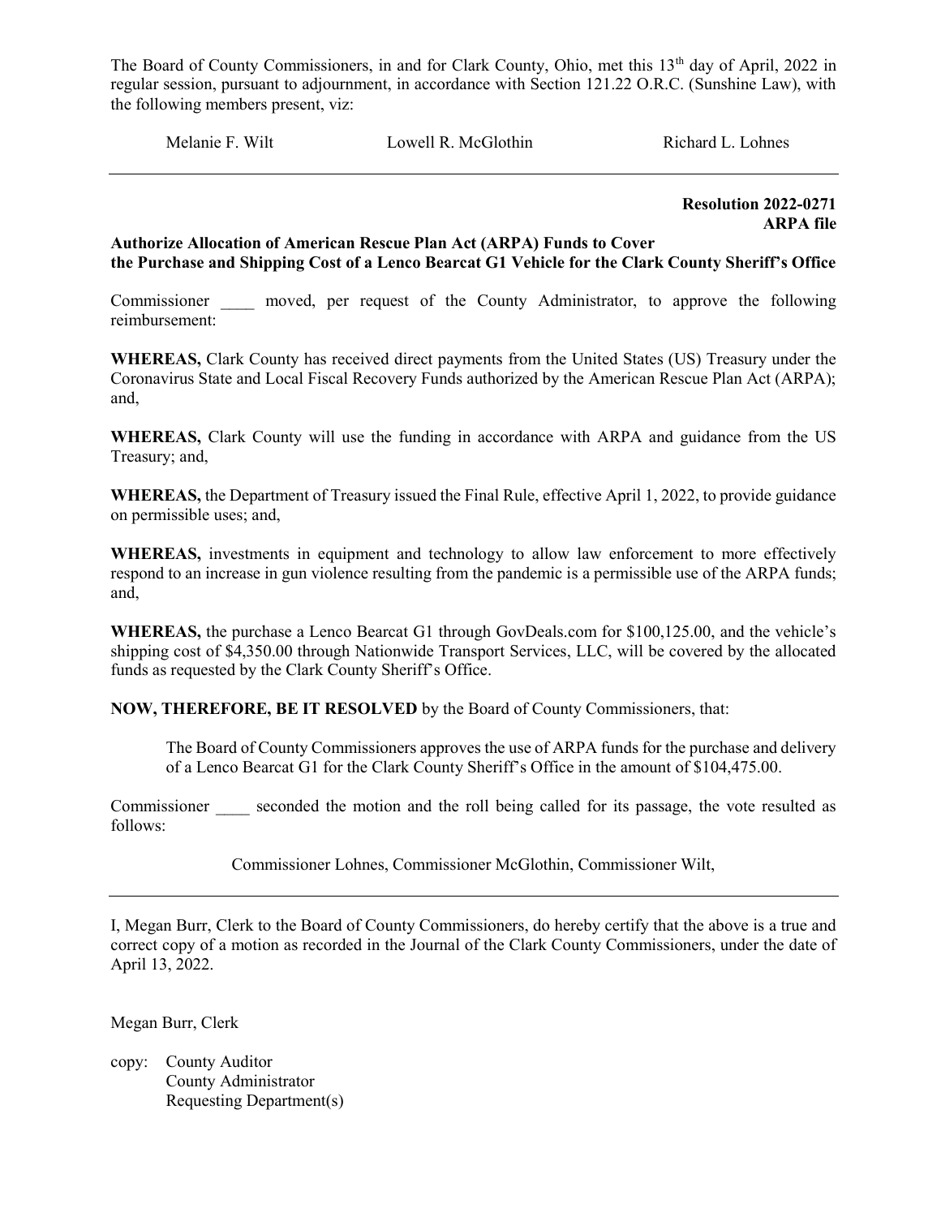The Board of County Commissioners, in and for Clark County, Ohio, met this 13th day of April, 2022 in regular session, pursuant to adjournment, in accordance with Section 121.22 O.R.C. (Sunshine Law), with the following members present, viz:

Melanie F. Wilt    Lowell R. McGlothin    Richard L. Lohnes

---

**Resolution 2022-0271**
**ARPA file**

**Authorize Allocation of American Rescue Plan Act (ARPA) Funds to Cover the Purchase and Shipping Cost of a Lenco Bearcat G1 Vehicle for the Clark County Sheriff's Office**

Commissioner ____ moved, per request of the County Administrator, to approve the following reimbursement:

**WHEREAS,** Clark County has received direct payments from the United States (US) Treasury under the Coronavirus State and Local Fiscal Recovery Funds authorized by the American Rescue Plan Act (ARPA); and,

**WHEREAS,** Clark County will use the funding in accordance with ARPA and guidance from the US Treasury; and,

**WHEREAS,** the Department of Treasury issued the Final Rule, effective April 1, 2022, to provide guidance on permissible uses; and,

**WHEREAS,** investments in equipment and technology to allow law enforcement to more effectively respond to an increase in gun violence resulting from the pandemic is a permissible use of the ARPA funds; and,

**WHEREAS,** the purchase a Lenco Bearcat G1 through GovDeals.com for $100,125.00, and the vehicle's shipping cost of $4,350.00 through Nationwide Transport Services, LLC, will be covered by the allocated funds as requested by the Clark County Sheriff's Office.

**NOW, THEREFORE, BE IT RESOLVED** by the Board of County Commissioners, that:

The Board of County Commissioners approves the use of ARPA funds for the purchase and delivery of a Lenco Bearcat G1 for the Clark County Sheriff's Office in the amount of $104,475.00.

Commissioner ____ seconded the motion and the roll being called for its passage, the vote resulted as follows:

Commissioner Lohnes, Commissioner McGlothin, Commissioner Wilt,

---

I, Megan Burr, Clerk to the Board of County Commissioners, do hereby certify that the above is a true and correct copy of a motion as recorded in the Journal of the Clark County Commissioners, under the date of April 13, 2022.

Megan Burr, Clerk

copy: County Auditor
County Administrator
Requesting Department(s)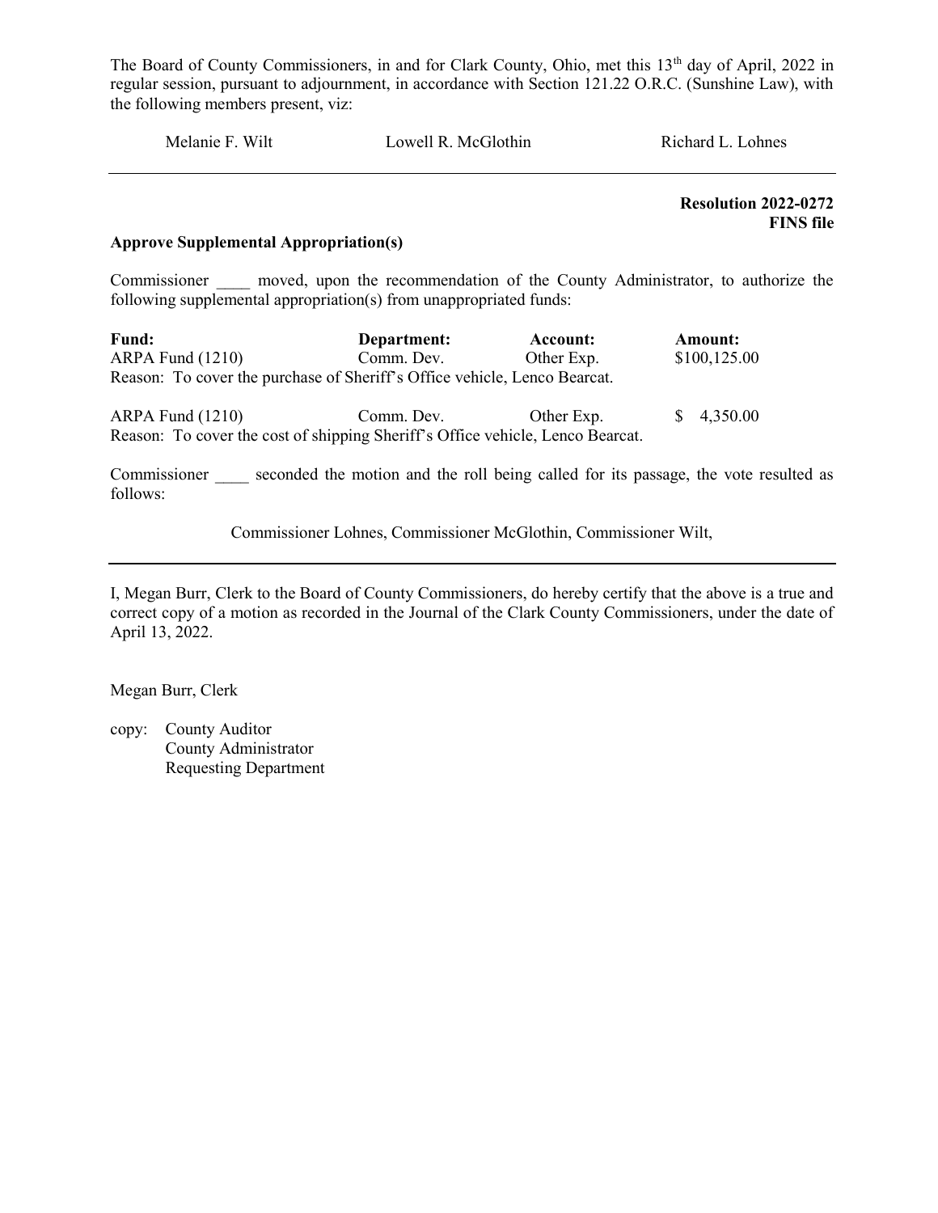The Board of County Commissioners, in and for Clark County, Ohio, met this 13th day of April, 2022 in regular session, pursuant to adjournment, in accordance with Section 121.22 O.R.C. (Sunshine Law), with the following members present, viz:

Melanie F. Wilt     Lowell R. McGlothin     Richard L. Lohnes

---

**Resolution 2022-0272**
**FINS file**

**Approve Supplemental Appropriation(s)**

Commissioner ____ moved, upon the recommendation of the County Administrator, to authorize the following supplemental appropriation(s) from unappropriated funds:

| Fund: | Department: | Account: | Amount: |
|---|---|---|---|
| ARPA Fund (1210) | Comm. Dev. | Other Exp. | $100,125.00 |

Reason: To cover the purchase of Sheriff's Office vehicle, Lenco Bearcat.

| Fund: | Department: | Account: | Amount: |
|---|---|---|---|
| ARPA Fund (1210) | Comm. Dev. | Other Exp. | $ 4,350.00 |

Reason: To cover the cost of shipping Sheriff's Office vehicle, Lenco Bearcat.

Commissioner ____ seconded the motion and the roll being called for its passage, the vote resulted as follows:

Commissioner Lohnes, Commissioner McGlothin, Commissioner Wilt,

---

I, Megan Burr, Clerk to the Board of County Commissioners, do hereby certify that the above is a true and correct copy of a motion as recorded in the Journal of the Clark County Commissioners, under the date of April 13, 2022.

Megan Burr, Clerk

copy: County Auditor
County Administrator
Requesting Department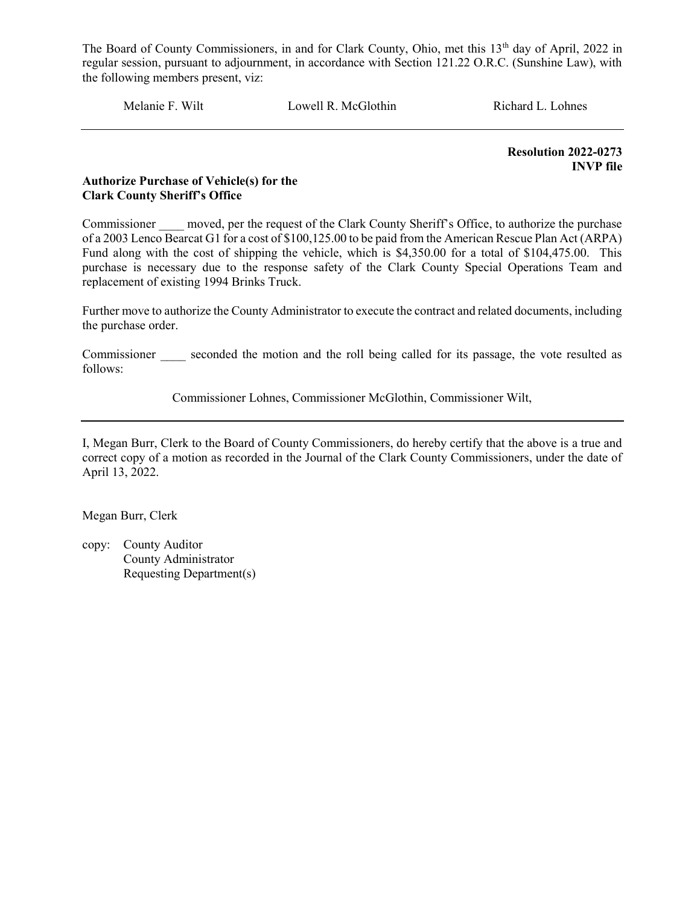The Board of County Commissioners, in and for Clark County, Ohio, met this 13th day of April, 2022 in regular session, pursuant to adjournment, in accordance with Section 121.22 O.R.C. (Sunshine Law), with the following members present, viz:

Melanie F. Wilt Lowell R. McGlothin Richard L. Lohnes

---

**Resolution 2022-0273**
**INVP file**

**Authorize Purchase of Vehicle(s) for the Clark County Sheriff's Office**

Commissioner ____ moved, per the request of the Clark County Sheriff's Office, to authorize the purchase of a 2003 Lenco Bearcat G1 for a cost of $100,125.00 to be paid from the American Rescue Plan Act (ARPA) Fund along with the cost of shipping the vehicle, which is $4,350.00 for a total of $104,475.00. This purchase is necessary due to the response safety of the Clark County Special Operations Team and replacement of existing 1994 Brinks Truck.

Further move to authorize the County Administrator to execute the contract and related documents, including the purchase order.

Commissioner ____ seconded the motion and the roll being called for its passage, the vote resulted as follows:

Commissioner Lohnes, Commissioner McGlothin, Commissioner Wilt,

---

I, Megan Burr, Clerk to the Board of County Commissioners, do hereby certify that the above is a true and correct copy of a motion as recorded in the Journal of the Clark County Commissioners, under the date of April 13, 2022.

Megan Burr, Clerk

copy: County Auditor
County Administrator
Requesting Department(s)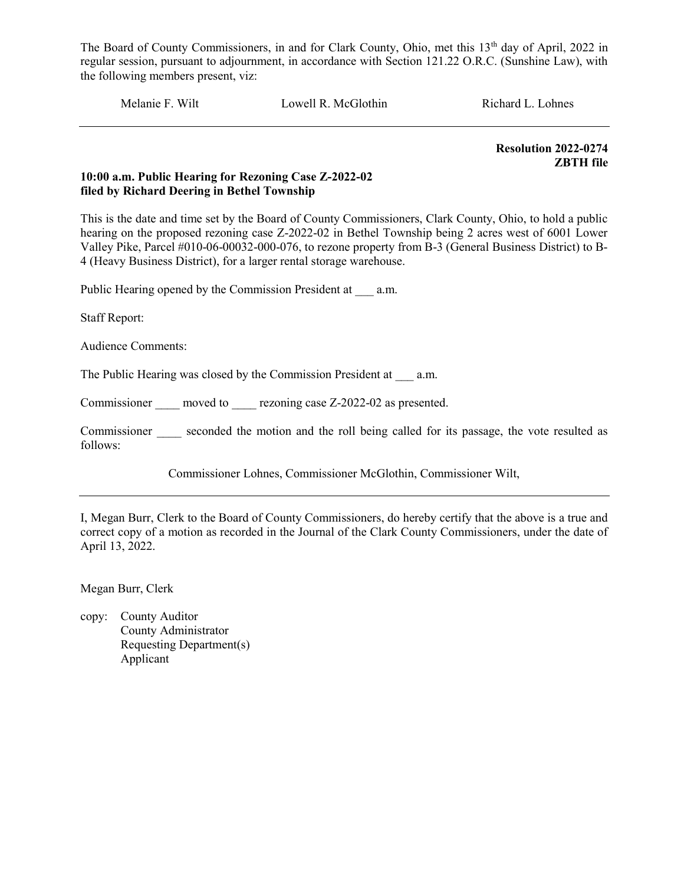The Board of County Commissioners, in and for Clark County, Ohio, met this 13th day of April, 2022 in regular session, pursuant to adjournment, in accordance with Section 121.22 O.R.C. (Sunshine Law), with the following members present, viz:

Melanie F. Wilt    Lowell R. McGlothin    Richard L. Lohnes

---

**Resolution 2022-0274**
**ZBTH file**

**10:00 a.m. Public Hearing for Rezoning Case Z-2022-02 filed by Richard Deering in Bethel Township**

This is the date and time set by the Board of County Commissioners, Clark County, Ohio, to hold a public hearing on the proposed rezoning case Z-2022-02 in Bethel Township being 2 acres west of 6001 Lower Valley Pike, Parcel #010-06-00032-000-076, to rezone property from B-3 (General Business District) to B-4 (Heavy Business District), for a larger rental storage warehouse.

Public Hearing opened by the Commission President at ___ a.m.

Staff Report:

Audience Comments:

The Public Hearing was closed by the Commission President at ___ a.m.

Commissioner ____ moved to ____ rezoning case Z-2022-02 as presented.

Commissioner ____ seconded the motion and the roll being called for its passage, the vote resulted as follows:

Commissioner Lohnes, Commissioner McGlothin, Commissioner Wilt,

---

I, Megan Burr, Clerk to the Board of County Commissioners, do hereby certify that the above is a true and correct copy of a motion as recorded in the Journal of the Clark County Commissioners, under the date of April 13, 2022.

Megan Burr, Clerk

copy: County Auditor
County Administrator
Requesting Department(s)
Applicant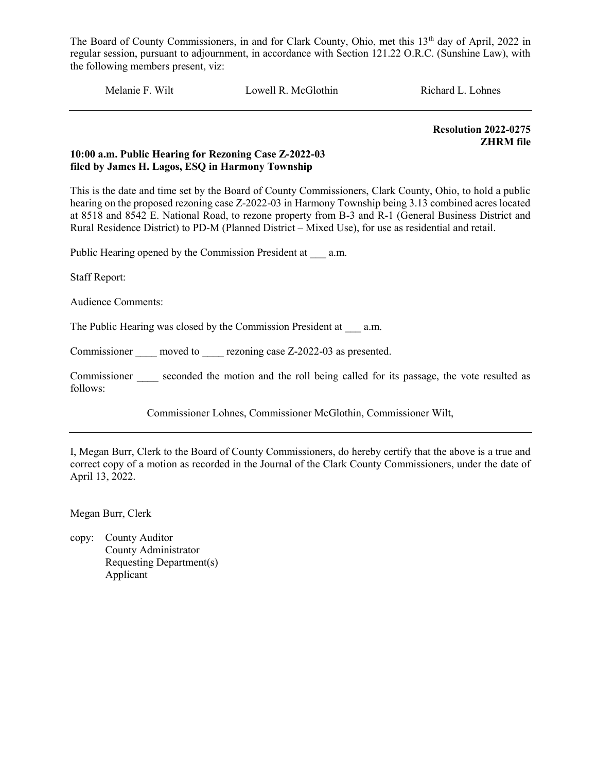The Board of County Commissioners, in and for Clark County, Ohio, met this 13th day of April, 2022 in regular session, pursuant to adjournment, in accordance with Section 121.22 O.R.C. (Sunshine Law), with the following members present, viz:

Melanie F. Wilt    Lowell R. McGlothin    Richard L. Lohnes

---

**Resolution 2022-0275**
**ZHRM file**

**10:00 a.m. Public Hearing for Rezoning Case Z-2022-03 filed by James H. Lagos, ESQ in Harmony Township**

This is the date and time set by the Board of County Commissioners, Clark County, Ohio, to hold a public hearing on the proposed rezoning case Z-2022-03 in Harmony Township being 3.13 combined acres located at 8518 and 8542 E. National Road, to rezone property from B-3 and R-1 (General Business District and Rural Residence District) to PD-M (Planned District – Mixed Use), for use as residential and retail.

Public Hearing opened by the Commission President at ___ a.m.

Staff Report:

Audience Comments:

The Public Hearing was closed by the Commission President at ___ a.m.

Commissioner ____ moved to ____ rezoning case Z-2022-03 as presented.

Commissioner ____ seconded the motion and the roll being called for its passage, the vote resulted as follows:

Commissioner Lohnes, Commissioner McGlothin, Commissioner Wilt,

---

I, Megan Burr, Clerk to the Board of County Commissioners, do hereby certify that the above is a true and correct copy of a motion as recorded in the Journal of the Clark County Commissioners, under the date of April 13, 2022.

Megan Burr, Clerk

copy: County Auditor
County Administrator
Requesting Department(s)
Applicant